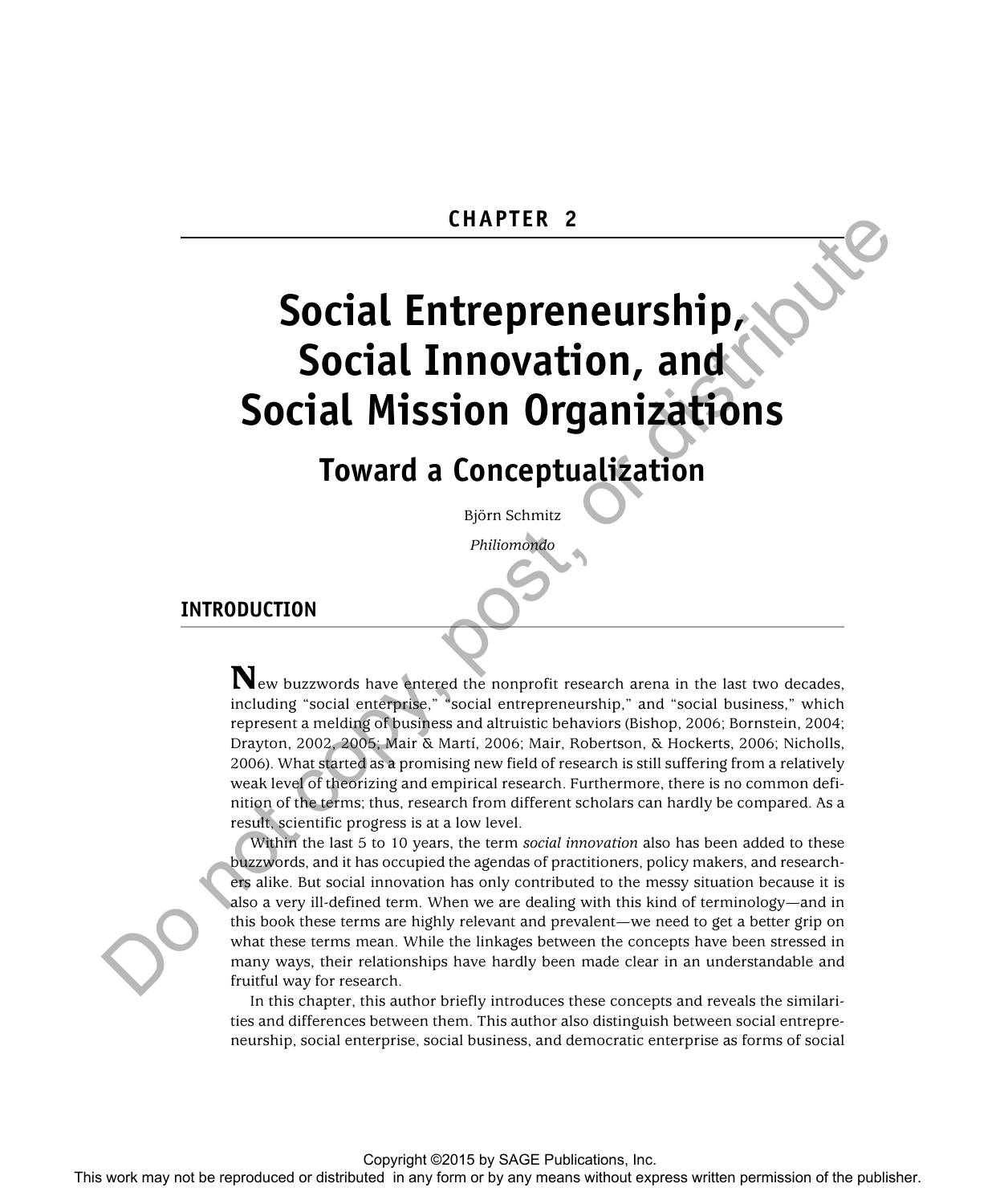CHAPTER 2

# Social Entrepreneurship, Social Innovation, and Social Mission Organizations

## Toward a Conceptualization

Björn Schmitz

*Philiomondo*

## INTRODUCTION

New buzzwords have entered the nonprofit research arena in the last two decades, including "social enterprise," "social entrepreneurship," and "social business," which represent a melding of business and altruistic behaviors (Bishop, 2006; Bornstein, 2004; Drayton, 2002, 2005; Mair & Martí, 2006; Mair, Robertson, & Hockerts, 2006; Nicholls, 2006). What started as a promising new field of research is still suffering from a relatively weak level of theorizing and empirical research. Furthermore, there is no common definition of the terms; thus, research from different scholars can hardly be compared. As a result, scientific progress is at a low level.

Within the last 5 to 10 years, the term *social innovation* also has been added to these buzzwords, and it has occupied the agendas of practitioners, policy makers, and researchers alike. But social innovation has only contributed to the messy situation because it is also a very ill-defined term. When we are dealing with this kind of terminology—and in this book these terms are highly relevant and prevalent—we need to get a better grip on what these terms mean. While the linkages between the concepts have been stressed in many ways, their relationships have hardly been made clear in an understandable and fruitful way for research.

In this chapter, this author briefly introduces these concepts and reveals the similarities and differences between them. This author also distinguish between social entrepreneurship, social enterprise, social business, and democratic enterprise as forms of social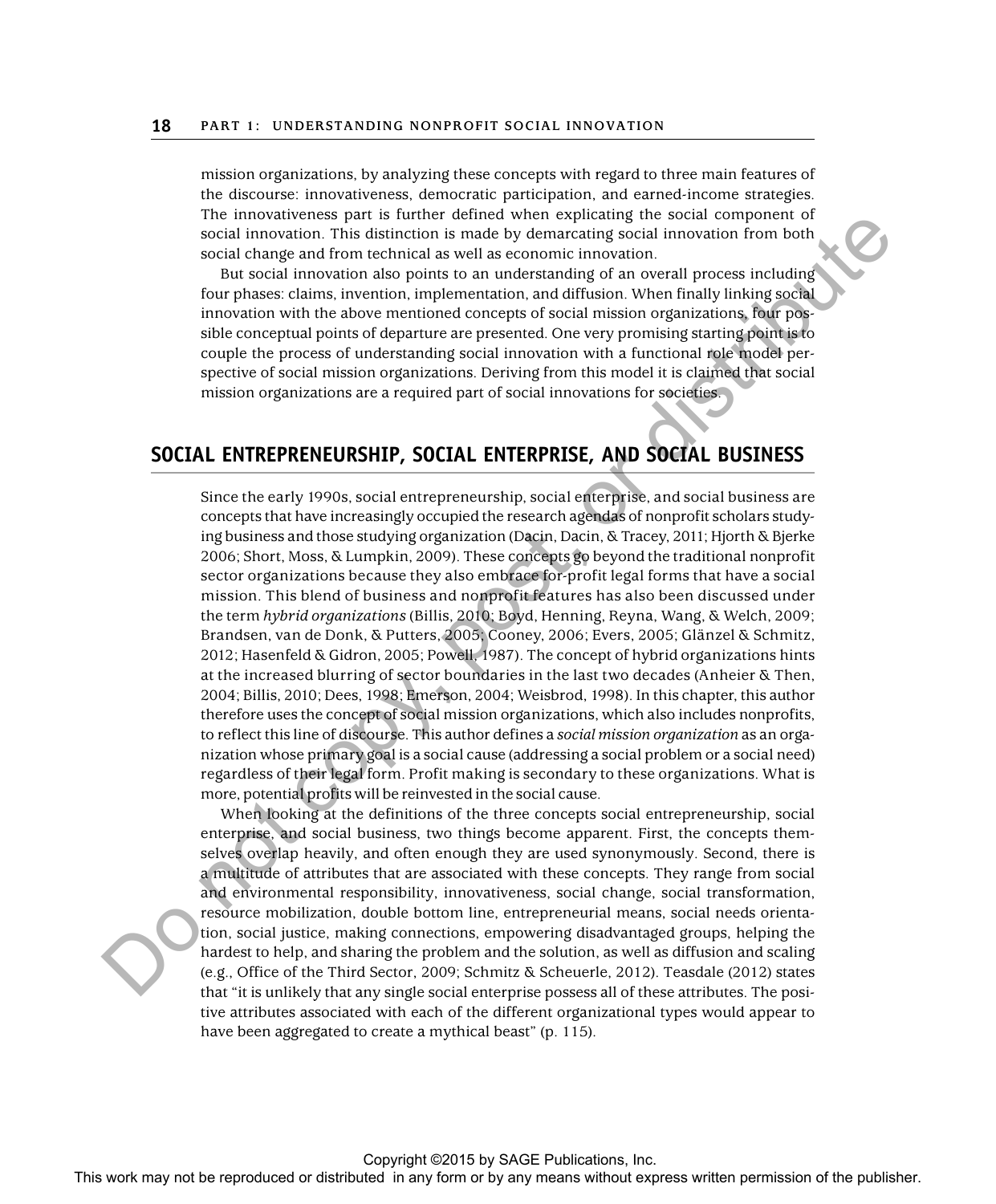mission organizations, by analyzing these concepts with regard to three main features of the discourse: innovativeness, democratic participation, and earned-income strategies. The innovativeness part is further defined when explicating the social component of social innovation. This distinction is made by demarcating social innovation from both social change and from technical as well as economic innovation.

But social innovation also points to an understanding of an overall process including four phases: claims, invention, implementation, and diffusion. When finally linking social innovation with the above mentioned concepts of social mission organizations, four possible conceptual points of departure are presented. One very promising starting point is to couple the process of understanding social innovation with a functional role model perspective of social mission organizations. Deriving from this model it is claimed that social mission organizations are a required part of social innovations for societies.

## SOCIAL ENTREPRENEURSHIP, SOCIAL ENTERPRISE, AND SOCIAL BUSINESS

Since the early 1990s, social entrepreneurship, social enterprise, and social business are concepts that have increasingly occupied the research agendas of nonprofit scholars studying business and those studying organization (Dacin, Dacin, & Tracey, 2011; Hjorth & Bjerke 2006; Short, Moss, & Lumpkin, 2009). These concepts go beyond the traditional nonprofit sector organizations because they also embrace for-profit legal forms that have a social mission. This blend of business and nonprofit features has also been discussed under the term *hybrid organizations* (Billis, 2010; Boyd, Henning, Reyna, Wang, & Welch, 2009; Brandsen, van de Donk, & Putters, 2005; Cooney, 2006; Evers, 2005; Glänzel & Schmitz, 2012; Hasenfeld & Gidron, 2005; Powell, 1987). The concept of hybrid organizations hints at the increased blurring of sector boundaries in the last two decades (Anheier & Then, 2004; Billis, 2010; Dees, 1998; Emerson, 2004; Weisbrod, 1998). In this chapter, this author therefore uses the concept of social mission organizations, which also includes nonprofits, to reflect this line of discourse. This author defines a *social mission organization* as an organization whose primary goal is a social cause (addressing a social problem or a social need) regardless of their legal form. Profit making is secondary to these organizations. What is more, potential profits will be reinvested in the social cause.

When looking at the definitions of the three concepts social entrepreneurship, social enterprise, and social business, two things become apparent. First, the concepts themselves overlap heavily, and often enough they are used synonymously. Second, there is a multitude of attributes that are associated with these concepts. They range from social and environmental responsibility, innovativeness, social change, social transformation, resource mobilization, double bottom line, entrepreneurial means, social needs orientation, social justice, making connections, empowering disadvantaged groups, helping the hardest to help, and sharing the problem and the solution, as well as diffusion and scaling (e.g., Office of the Third Sector, 2009; Schmitz & Scheuerle, 2012). Teasdale (2012) states that "it is unlikely that any single social enterprise possess all of these attributes. The positive attributes associated with each of the different organizational types would appear to have been aggregated to create a mythical beast" (p. 115).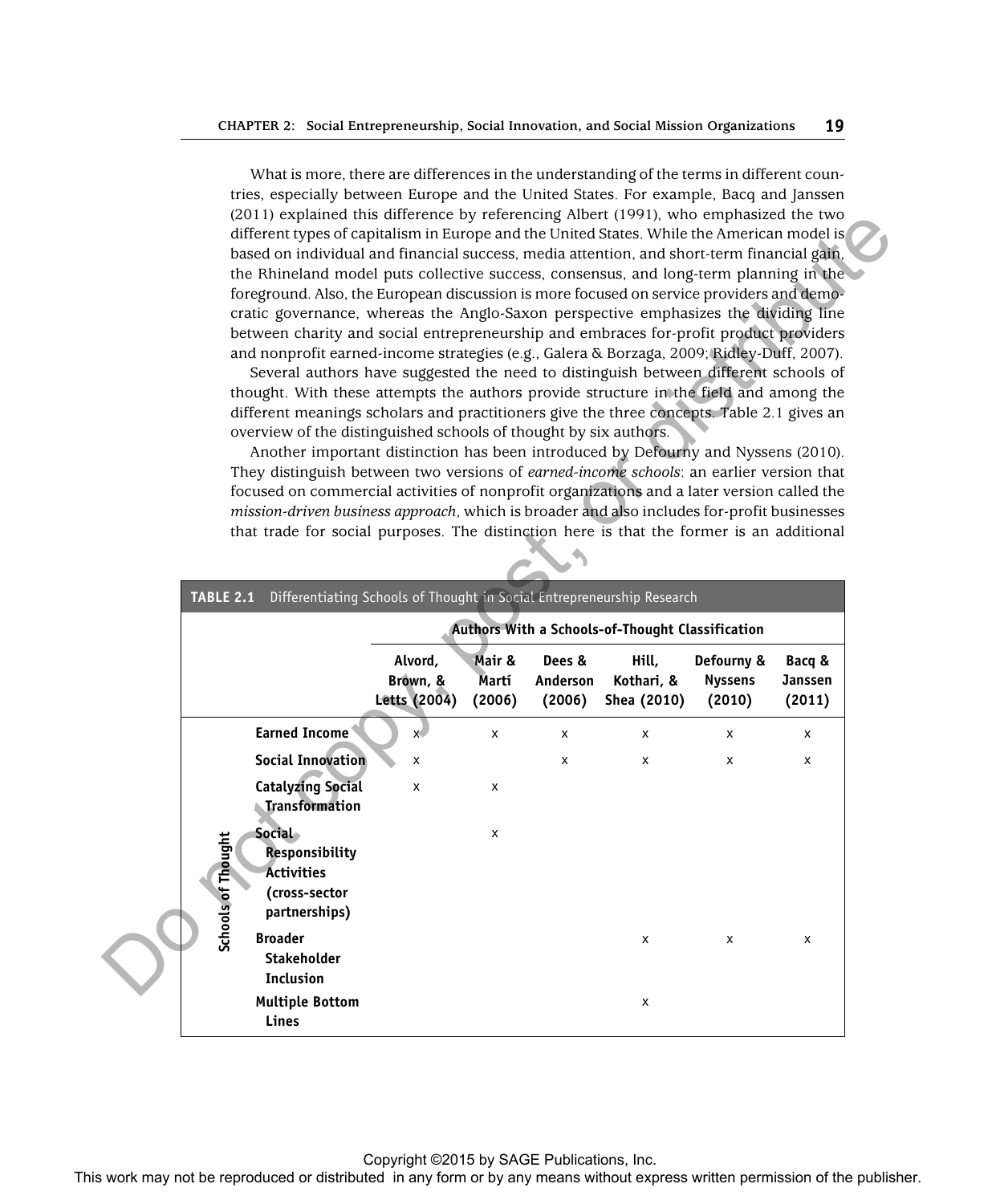What is more, there are differences in the understanding of the terms in different countries, especially between Europe and the United States. For example, Bacq and Janssen (2011) explained this difference by referencing Albert (1991), who emphasized the two different types of capitalism in Europe and the United States. While the American model is based on individual and financial success, media attention, and short-term financial gain, the Rhineland model puts collective success, consensus, and long-term planning in the foreground. Also, the European discussion is more focused on service providers and democratic governance, whereas the Anglo-Saxon perspective emphasizes the dividing line between charity and social entrepreneurship and embraces for-profit product providers and nonprofit earned-income strategies (e.g., Galera & Borzaga, 2009; Ridley-Duff, 2007).

Several authors have suggested the need to distinguish between different schools of thought. With these attempts the authors provide structure in the field and among the different meanings scholars and practitioners give the three concepts. Table 2.1 gives an overview of the distinguished schools of thought by six authors.

Another important distinction has been introduced by Defourny and Nyssens (2010). They distinguish between two versions of *earned-income schools*: an earlier version that focused on commercial activities of nonprofit organizations and a later version called the *mission-driven business approach*, which is broader and also includes for-profit businesses that trade for social purposes. The distinction here is that the former is an additional

**TABLE 2.1** Differentiating Schools of Thought in Social Entrepreneurship Research

| | Authors With a Schools-of-Thought Classification | | | | | |
|---|---|---|---|---|---|---|
| **Schools of Thought** | **Alvord, Brown, & Letts (2004)** | **Mair & Martí (2006)** | **Dees & Anderson (2006)** | **Hill, Kothari, & Shea (2010)** | **Defourny & Nyssens (2010)** | **Bacq & Janssen (2011)** |
| **Earned Income** | x | x | x | x | x | x |
| **Social Innovation** | x | | x | x | x | x |
| **Catalyzing Social Transformation** | x | x | | | | |
| **Social Responsibility Activities (cross-sector partnerships)** | | x | | | | |
| **Broader Stakeholder Inclusion** | | | | x | x | x |
| **Multiple Bottom Lines** | | | | x | | |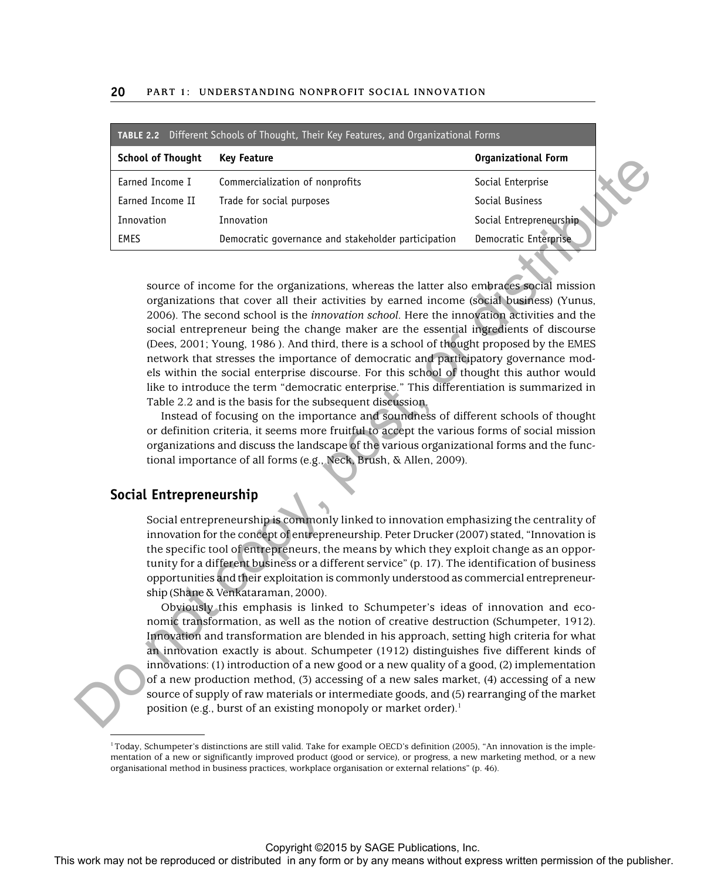**TABLE 2.2** Different Schools of Thought, Their Key Features, and Organizational Forms

| School of Thought | Key Feature | Organizational Form |
|---|---|---|
| Earned Income I | Commercialization of nonprofits | Social Enterprise |
| Earned Income II | Trade for social purposes | Social Business |
| Innovation | Innovation | Social Entrepreneurship |
| EMES | Democratic governance and stakeholder participation | Democratic Enterprise |

source of income for the organizations, whereas the latter also embraces social mission organizations that cover all their activities by earned income (social business) (Yunus, 2006). The second school is the *innovation school*. Here the innovation activities and the social entrepreneur being the change maker are the essential ingredients of discourse (Dees, 2001; Young, 1986 ). And third, there is a school of thought proposed by the EMES network that stresses the importance of democratic and participatory governance models within the social enterprise discourse. For this school of thought this author would like to introduce the term "democratic enterprise." This differentiation is summarized in Table 2.2 and is the basis for the subsequent discussion.

Instead of focusing on the importance and soundness of different schools of thought or definition criteria, it seems more fruitful to accept the various forms of social mission organizations and discuss the landscape of the various organizational forms and the functional importance of all forms (e.g., Neck, Brush, & Allen, 2009).

## Social Entrepreneurship

Social entrepreneurship is commonly linked to innovation emphasizing the centrality of innovation for the concept of entrepreneurship. Peter Drucker (2007) stated, "Innovation is the specific tool of entrepreneurs, the means by which they exploit change as an opportunity for a different business or a different service" (p. 17). The identification of business opportunities and their exploitation is commonly understood as commercial entrepreneurship (Shane & Venkataraman, 2000).

Obviously this emphasis is linked to Schumpeter's ideas of innovation and economic transformation, as well as the notion of creative destruction (Schumpeter, 1912). Innovation and transformation are blended in his approach, setting high criteria for what an innovation exactly is about. Schumpeter (1912) distinguishes five different kinds of innovations: (1) introduction of a new good or a new quality of a good, (2) implementation of a new production method, (3) accessing of a new sales market, (4) accessing of a new source of supply of raw materials or intermediate goods, and (5) rearranging of the market position (e.g., burst of an existing monopoly or market order).[1]

[1] Today, Schumpeter's distinctions are still valid. Take for example OECD's definition (2005), "An innovation is the implementation of a new or significantly improved product (good or service), or progress, a new marketing method, or a new organisational method in business practices, workplace organisation or external relations" (p. 46).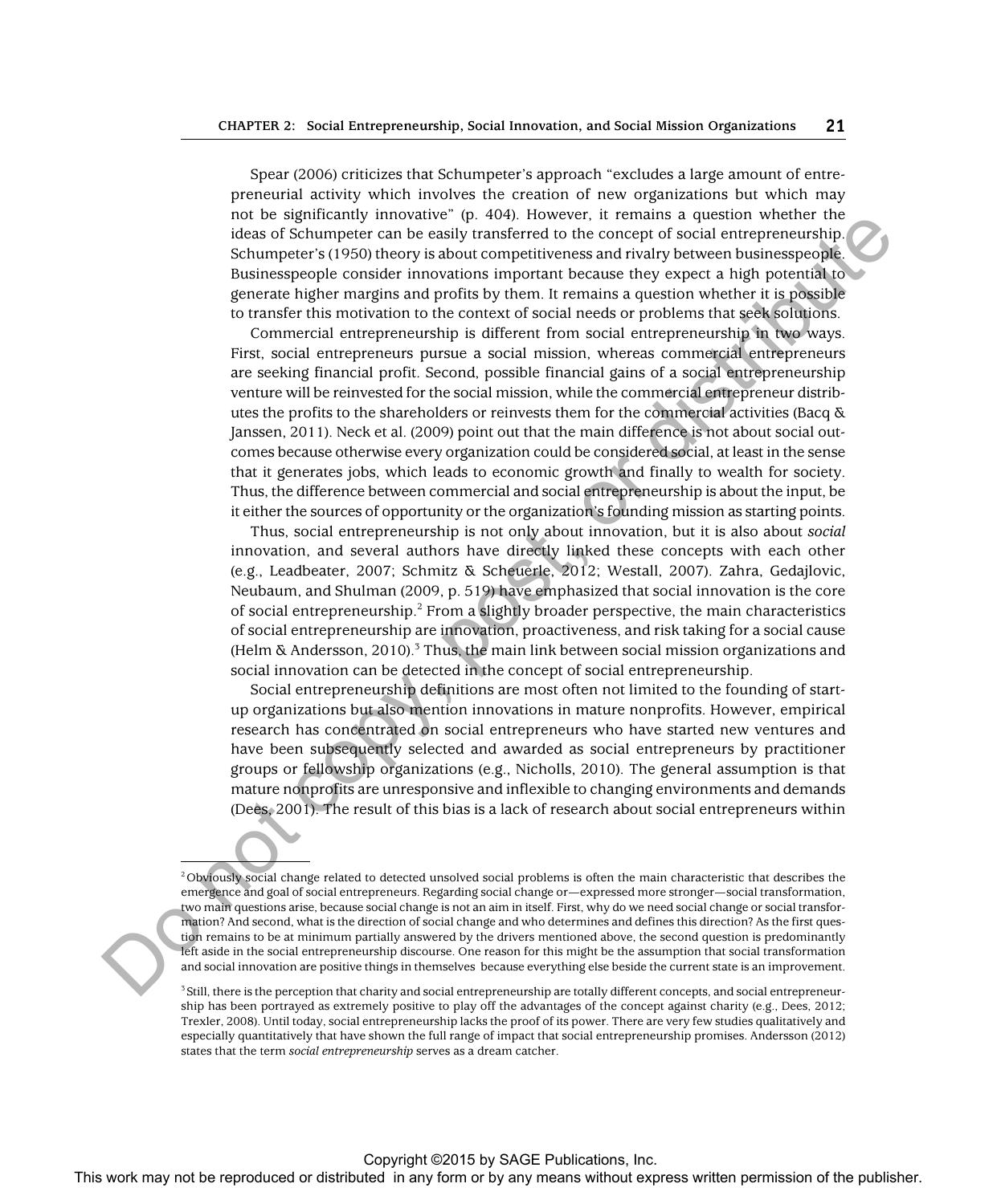Spear (2006) criticizes that Schumpeter's approach "excludes a large amount of entrepreneurial activity which involves the creation of new organizations but which may not be significantly innovative" (p. 404). However, it remains a question whether the ideas of Schumpeter can be easily transferred to the concept of social entrepreneurship. Schumpeter's (1950) theory is about competitiveness and rivalry between businesspeople. Businesspeople consider innovations important because they expect a high potential to generate higher margins and profits by them. It remains a question whether it is possible to transfer this motivation to the context of social needs or problems that seek solutions.

Commercial entrepreneurship is different from social entrepreneurship in two ways. First, social entrepreneurs pursue a social mission, whereas commercial entrepreneurs are seeking financial profit. Second, possible financial gains of a social entrepreneurship venture will be reinvested for the social mission, while the commercial entrepreneur distributes the profits to the shareholders or reinvests them for the commercial activities (Bacq & Janssen, 2011). Neck et al. (2009) point out that the main difference is not about social outcomes because otherwise every organization could be considered social, at least in the sense that it generates jobs, which leads to economic growth and finally to wealth for society. Thus, the difference between commercial and social entrepreneurship is about the input, be it either the sources of opportunity or the organization's founding mission as starting points.

Thus, social entrepreneurship is not only about innovation, but it is also about *social* innovation, and several authors have directly linked these concepts with each other (e.g., Leadbeater, 2007; Schmitz & Scheuerle, 2012; Westall, 2007). Zahra, Gedajlovic, Neubaum, and Shulman (2009, p. 519) have emphasized that social innovation is the core of social entrepreneurship.[2] From a slightly broader perspective, the main characteristics of social entrepreneurship are innovation, proactiveness, and risk taking for a social cause (Helm & Andersson, 2010).[3] Thus, the main link between social mission organizations and social innovation can be detected in the concept of social entrepreneurship.

Social entrepreneurship definitions are most often not limited to the founding of start-up organizations but also mention innovations in mature nonprofits. However, empirical research has concentrated on social entrepreneurs who have started new ventures and have been subsequently selected and awarded as social entrepreneurs by practitioner groups or fellowship organizations (e.g., Nicholls, 2010). The general assumption is that mature nonprofits are unresponsive and inflexible to changing environments and demands (Dees, 2001). The result of this bias is a lack of research about social entrepreneurs within

---

[2] Obviously social change related to detected unsolved social problems is often the main characteristic that describes the emergence and goal of social entrepreneurs. Regarding social change or—expressed more stronger—social transformation, two main questions arise, because social change is not an aim in itself. First, why do we need social change or social transformation? And second, what is the direction of social change and who determines and defines this direction? As the first question remains to be at minimum partially answered by the drivers mentioned above, the second question is predominantly left aside in the social entrepreneurship discourse. One reason for this might be the assumption that social transformation and social innovation are positive things in themselves because everything else beside the current state is an improvement.

[3] Still, there is the perception that charity and social entrepreneurship are totally different concepts, and social entrepreneurship has been portrayed as extremely positive to play off the advantages of the concept against charity (e.g., Dees, 2012; Trexler, 2008). Until today, social entrepreneurship lacks the proof of its power. There are very few studies qualitatively and especially quantitatively that have shown the full range of impact that social entrepreneurship promises. Andersson (2012) states that the term *social entrepreneurship* serves as a dream catcher.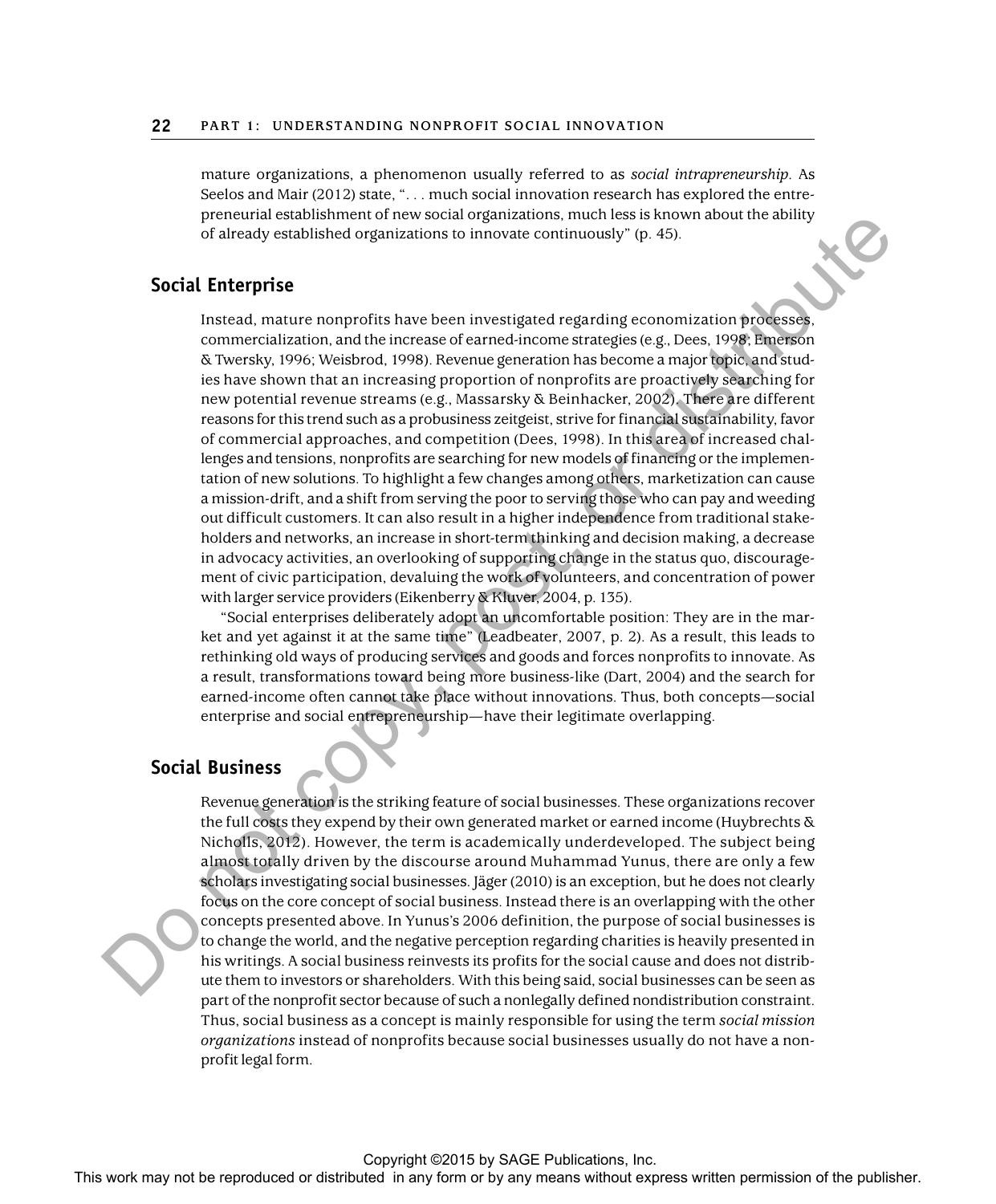mature organizations, a phenomenon usually referred to as *social intrapreneurship*. As Seelos and Mair (2012) state, ". . . much social innovation research has explored the entrepreneurial establishment of new social organizations, much less is known about the ability of already established organizations to innovate continuously" (p. 45).

## Social Enterprise

Instead, mature nonprofits have been investigated regarding economization processes, commercialization, and the increase of earned-income strategies (e.g., Dees, 1998; Emerson & Twersky, 1996; Weisbrod, 1998). Revenue generation has become a major topic, and studies have shown that an increasing proportion of nonprofits are proactively searching for new potential revenue streams (e.g., Massarsky & Beinhacker, 2002). There are different reasons for this trend such as a probusiness zeitgeist, strive for financial sustainability, favor of commercial approaches, and competition (Dees, 1998). In this area of increased challenges and tensions, nonprofits are searching for new models of financing or the implementation of new solutions. To highlight a few changes among others, marketization can cause a mission-drift, and a shift from serving the poor to serving those who can pay and weeding out difficult customers. It can also result in a higher independence from traditional stakeholders and networks, an increase in short-term thinking and decision making, a decrease in advocacy activities, an overlooking of supporting change in the status quo, discouragement of civic participation, devaluing the work of volunteers, and concentration of power with larger service providers (Eikenberry & Kluver, 2004, p. 135).

"Social enterprises deliberately adopt an uncomfortable position: They are in the market and yet against it at the same time" (Leadbeater, 2007, p. 2). As a result, this leads to rethinking old ways of producing services and goods and forces nonprofits to innovate. As a result, transformations toward being more business-like (Dart, 2004) and the search for earned-income often cannot take place without innovations. Thus, both concepts—social enterprise and social entrepreneurship—have their legitimate overlapping.

## Social Business

Revenue generation is the striking feature of social businesses. These organizations recover the full costs they expend by their own generated market or earned income (Huybrechts & Nicholls, 2012). However, the term is academically underdeveloped. The subject being almost totally driven by the discourse around Muhammad Yunus, there are only a few scholars investigating social businesses. Jäger (2010) is an exception, but he does not clearly focus on the core concept of social business. Instead there is an overlapping with the other concepts presented above. In Yunus's 2006 definition, the purpose of social businesses is to change the world, and the negative perception regarding charities is heavily presented in his writings. A social business reinvests its profits for the social cause and does not distribute them to investors or shareholders. With this being said, social businesses can be seen as part of the nonprofit sector because of such a nonlegally defined nondistribution constraint. Thus, social business as a concept is mainly responsible for using the term *social mission organizations* instead of nonprofits because social businesses usually do not have a nonprofit legal form.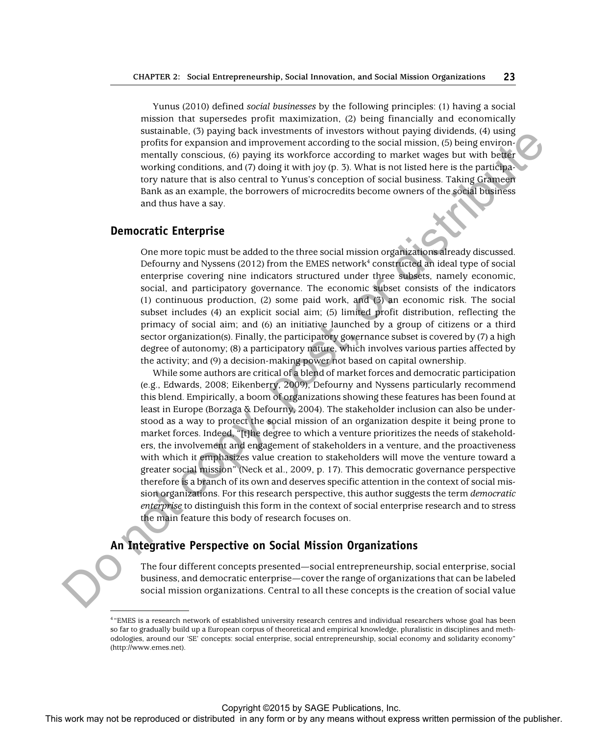Yunus (2010) defined *social businesses* by the following principles: (1) having a social mission that supersedes profit maximization, (2) being financially and economically sustainable, (3) paying back investments of investors without paying dividends, (4) using profits for expansion and improvement according to the social mission, (5) being environmentally conscious, (6) paying its workforce according to market wages but with better working conditions, and (7) doing it with joy (p. 3). What is not listed here is the participatory nature that is also central to Yunus's conception of social business. Taking Grameen Bank as an example, the borrowers of microcredits become owners of the social business and thus have a say.

## Democratic Enterprise

One more topic must be added to the three social mission organizations already discussed. Defourny and Nyssens (2012) from the EMES network[4] constructed an ideal type of social enterprise covering nine indicators structured under three subsets, namely economic, social, and participatory governance. The economic subset consists of the indicators (1) continuous production, (2) some paid work, and (3) an economic risk. The social subset includes (4) an explicit social aim; (5) limited profit distribution, reflecting the primacy of social aim; and (6) an initiative launched by a group of citizens or a third sector organization(s). Finally, the participatory governance subset is covered by (7) a high degree of autonomy; (8) a participatory nature, which involves various parties affected by the activity; and (9) a decision-making power not based on capital ownership.

While some authors are critical of a blend of market forces and democratic participation (e.g., Edwards, 2008; Eikenberry, 2009), Defourny and Nyssens particularly recommend this blend. Empirically, a boom of organizations showing these features has been found at least in Europe (Borzaga & Defourny, 2004). The stakeholder inclusion can also be understood as a way to protect the social mission of an organization despite it being prone to market forces. Indeed, "[t]he degree to which a venture prioritizes the needs of stakeholders, the involvement and engagement of stakeholders in a venture, and the proactiveness with which it emphasizes value creation to stakeholders will move the venture toward a greater social mission" (Neck et al., 2009, p. 17). This democratic governance perspective therefore is a branch of its own and deserves specific attention in the context of social mission organizations. For this research perspective, this author suggests the term *democratic enterprise* to distinguish this form in the context of social enterprise research and to stress the main feature this body of research focuses on.

## An Integrative Perspective on Social Mission Organizations

The four different concepts presented—social entrepreneurship, social enterprise, social business, and democratic enterprise—cover the range of organizations that can be labeled social mission organizations. Central to all these concepts is the creation of social value

[4] "EMES is a research network of established university research centres and individual researchers whose goal has been so far to gradually build up a European corpus of theoretical and empirical knowledge, pluralistic in disciplines and methodologies, around our 'SE' concepts: social enterprise, social entrepreneurship, social economy and solidarity economy" (http://www.emes.net).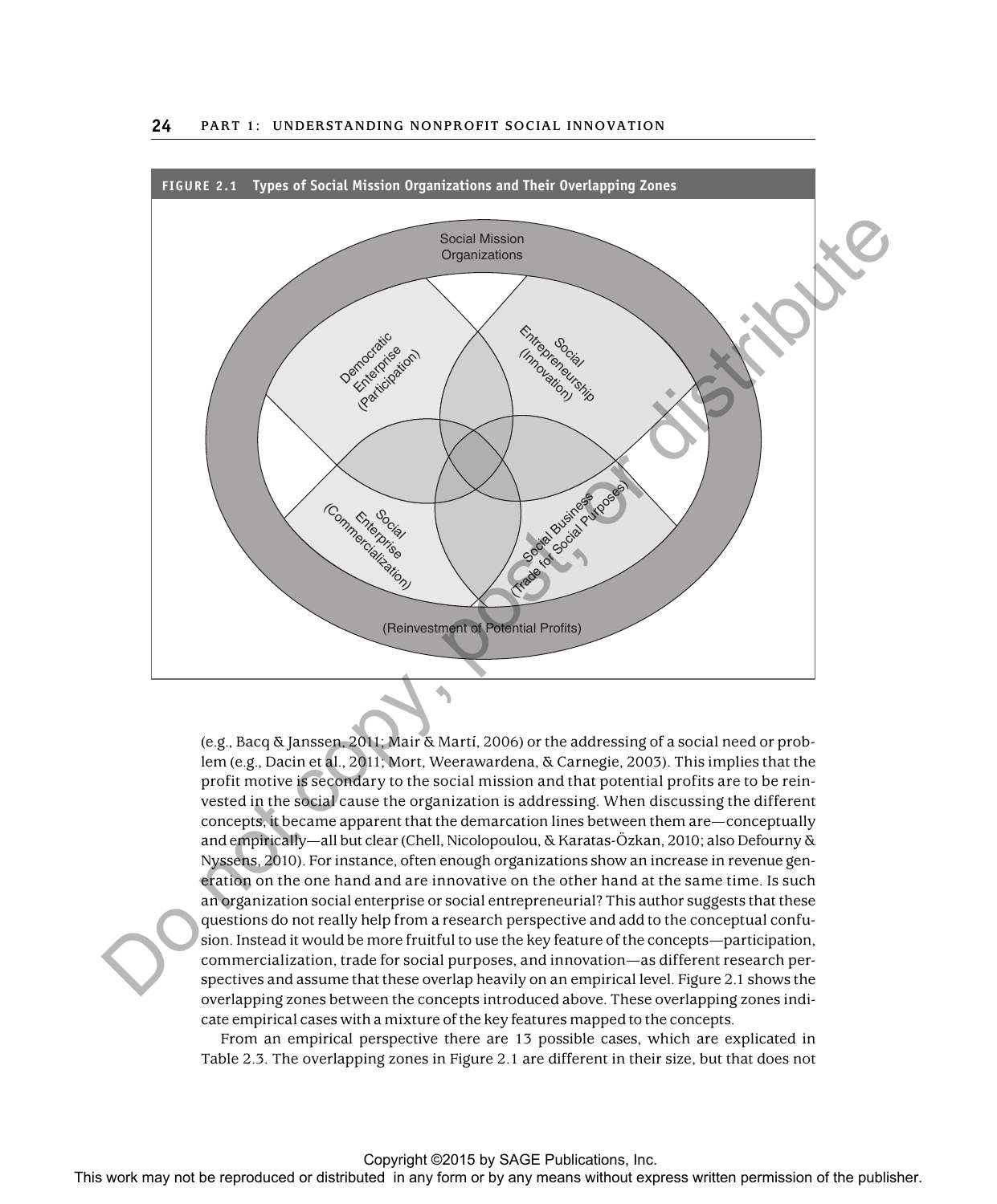**FIGURE 2.1 Types of Social Mission Organizations and Their Overlapping Zones**

(e.g., Bacq & Janssen, 2011; Mair & Martí, 2006) or the addressing of a social need or problem (e.g., Dacin et al., 2011; Mort, Weerawardena, & Carnegie, 2003). This implies that the profit motive is secondary to the social mission and that potential profits are to be reinvested in the social cause the organization is addressing. When discussing the different concepts, it became apparent that the demarcation lines between them are—conceptually and empirically—all but clear (Chell, Nicolopoulou, & Karatas-Özkan, 2010; also Defourny & Nyssens, 2010). For instance, often enough organizations show an increase in revenue generation on the one hand and are innovative on the other hand at the same time. Is such an organization social enterprise or social entrepreneurial? This author suggests that these questions do not really help from a research perspective and add to the conceptual confusion. Instead it would be more fruitful to use the key feature of the concepts—participation, commercialization, trade for social purposes, and innovation—as different research perspectives and assume that these overlap heavily on an empirical level. Figure 2.1 shows the overlapping zones between the concepts introduced above. These overlapping zones indicate empirical cases with a mixture of the key features mapped to the concepts.

From an empirical perspective there are 13 possible cases, which are explicated in Table 2.3. The overlapping zones in Figure 2.1 are different in their size, but that does not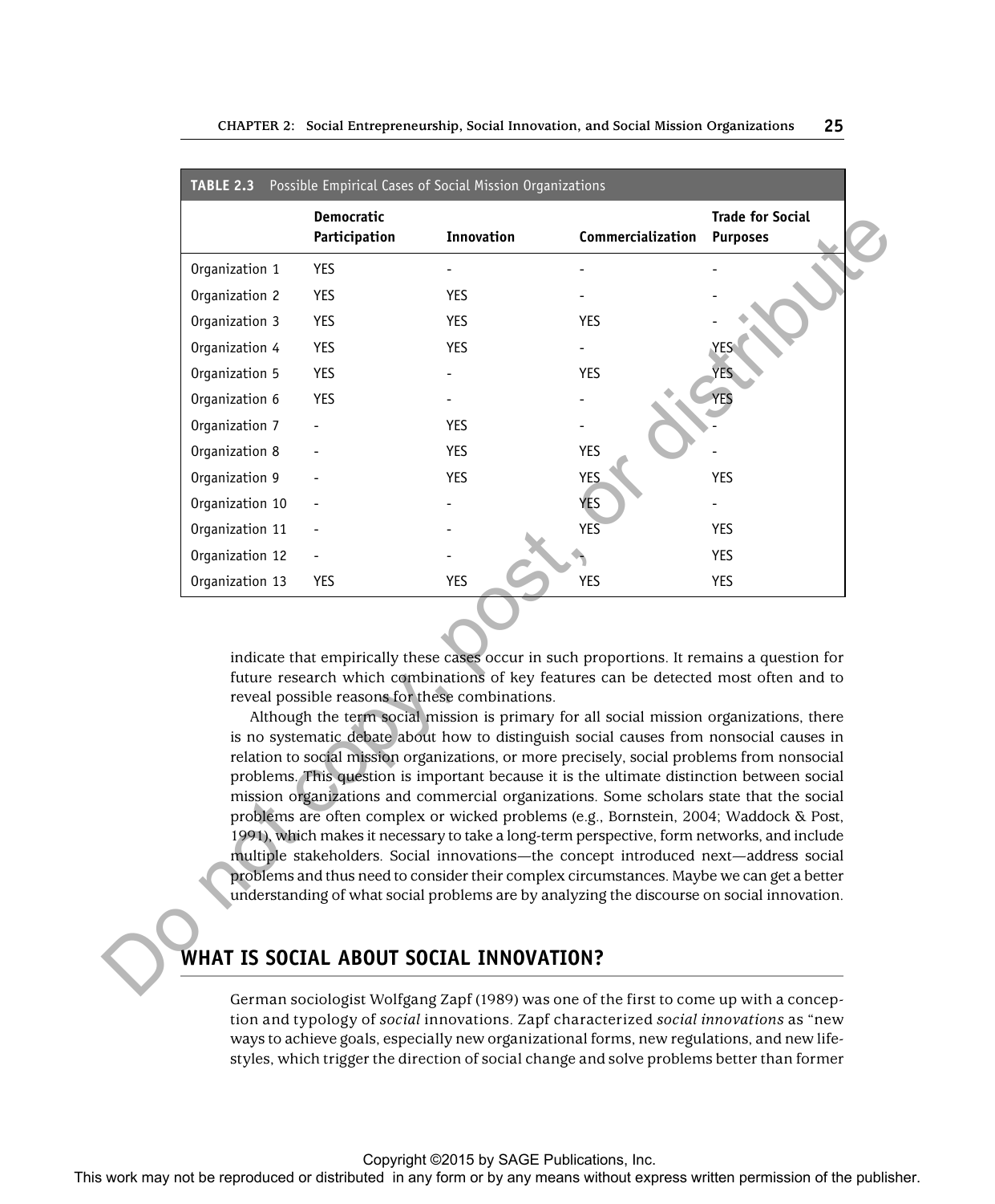**TABLE 2.3** Possible Empirical Cases of Social Mission Organizations

| | Democratic Participation | Innovation | Commercialization | Trade for Social Purposes |
|---|---|---|---|---|
| Organization 1 | YES | - | - | - |
| Organization 2 | YES | YES | - | - |
| Organization 3 | YES | YES | YES | - |
| Organization 4 | YES | YES | - | YES |
| Organization 5 | YES | - | YES | YES |
| Organization 6 | YES | - | - | YES |
| Organization 7 | - | YES | - | - |
| Organization 8 | - | YES | YES | - |
| Organization 9 | - | YES | YES | YES |
| Organization 10 | - | - | YES | - |
| Organization 11 | - | - | YES | YES |
| Organization 12 | - | - | - | YES |
| Organization 13 | YES | YES | YES | YES |

indicate that empirically these cases occur in such proportions. It remains a question for future research which combinations of key features can be detected most often and to reveal possible reasons for these combinations.

Although the term social mission is primary for all social mission organizations, there is no systematic debate about how to distinguish social causes from nonsocial causes in relation to social mission organizations, or more precisely, social problems from nonsocial problems. This question is important because it is the ultimate distinction between social mission organizations and commercial organizations. Some scholars state that the social problems are often complex or wicked problems (e.g., Bornstein, 2004; Waddock & Post, 1991), which makes it necessary to take a long-term perspective, form networks, and include multiple stakeholders. Social innovations—the concept introduced next—address social problems and thus need to consider their complex circumstances. Maybe we can get a better understanding of what social problems are by analyzing the discourse on social innovation.

## WHAT IS SOCIAL ABOUT SOCIAL INNOVATION?

German sociologist Wolfgang Zapf (1989) was one of the first to come up with a conception and typology of *social* innovations. Zapf characterized *social innovations* as "new ways to achieve goals, especially new organizational forms, new regulations, and new lifestyles, which trigger the direction of social change and solve problems better than former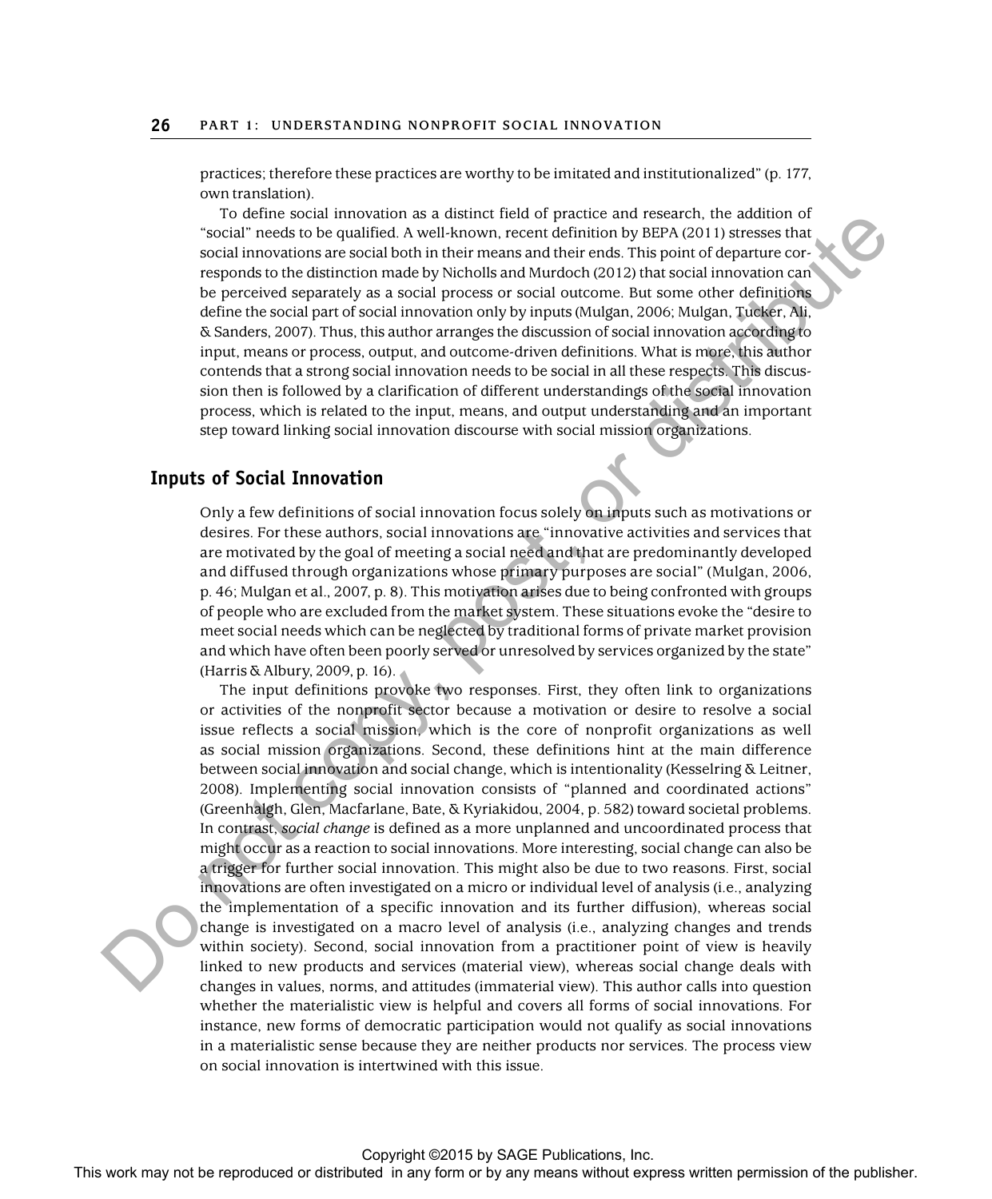practices; therefore these practices are worthy to be imitated and institutionalized" (p. 177, own translation).

To define social innovation as a distinct field of practice and research, the addition of "social" needs to be qualified. A well-known, recent definition by BEPA (2011) stresses that social innovations are social both in their means and their ends. This point of departure corresponds to the distinction made by Nicholls and Murdoch (2012) that social innovation can be perceived separately as a social process or social outcome. But some other definitions define the social part of social innovation only by inputs (Mulgan, 2006; Mulgan, Tucker, Ali, & Sanders, 2007). Thus, this author arranges the discussion of social innovation according to input, means or process, output, and outcome-driven definitions. What is more, this author contends that a strong social innovation needs to be social in all these respects. This discussion then is followed by a clarification of different understandings of the social innovation process, which is related to the input, means, and output understanding and an important step toward linking social innovation discourse with social mission organizations.

## Inputs of Social Innovation

Only a few definitions of social innovation focus solely on inputs such as motivations or desires. For these authors, social innovations are "innovative activities and services that are motivated by the goal of meeting a social need and that are predominantly developed and diffused through organizations whose primary purposes are social" (Mulgan, 2006, p. 46; Mulgan et al., 2007, p. 8). This motivation arises due to being confronted with groups of people who are excluded from the market system. These situations evoke the "desire to meet social needs which can be neglected by traditional forms of private market provision and which have often been poorly served or unresolved by services organized by the state" (Harris & Albury, 2009, p. 16).

The input definitions provoke two responses. First, they often link to organizations or activities of the nonprofit sector because a motivation or desire to resolve a social issue reflects a social mission, which is the core of nonprofit organizations as well as social mission organizations. Second, these definitions hint at the main difference between social innovation and social change, which is intentionality (Kesselring & Leitner, 2008). Implementing social innovation consists of "planned and coordinated actions" (Greenhalgh, Glen, Macfarlane, Bate, & Kyriakidou, 2004, p. 582) toward societal problems. In contrast, *social change* is defined as a more unplanned and uncoordinated process that might occur as a reaction to social innovations. More interesting, social change can also be a trigger for further social innovation. This might also be due to two reasons. First, social innovations are often investigated on a micro or individual level of analysis (i.e., analyzing the implementation of a specific innovation and its further diffusion), whereas social change is investigated on a macro level of analysis (i.e., analyzing changes and trends within society). Second, social innovation from a practitioner point of view is heavily linked to new products and services (material view), whereas social change deals with changes in values, norms, and attitudes (immaterial view). This author calls into question whether the materialistic view is helpful and covers all forms of social innovations. For instance, new forms of democratic participation would not qualify as social innovations in a materialistic sense because they are neither products nor services. The process view on social innovation is intertwined with this issue.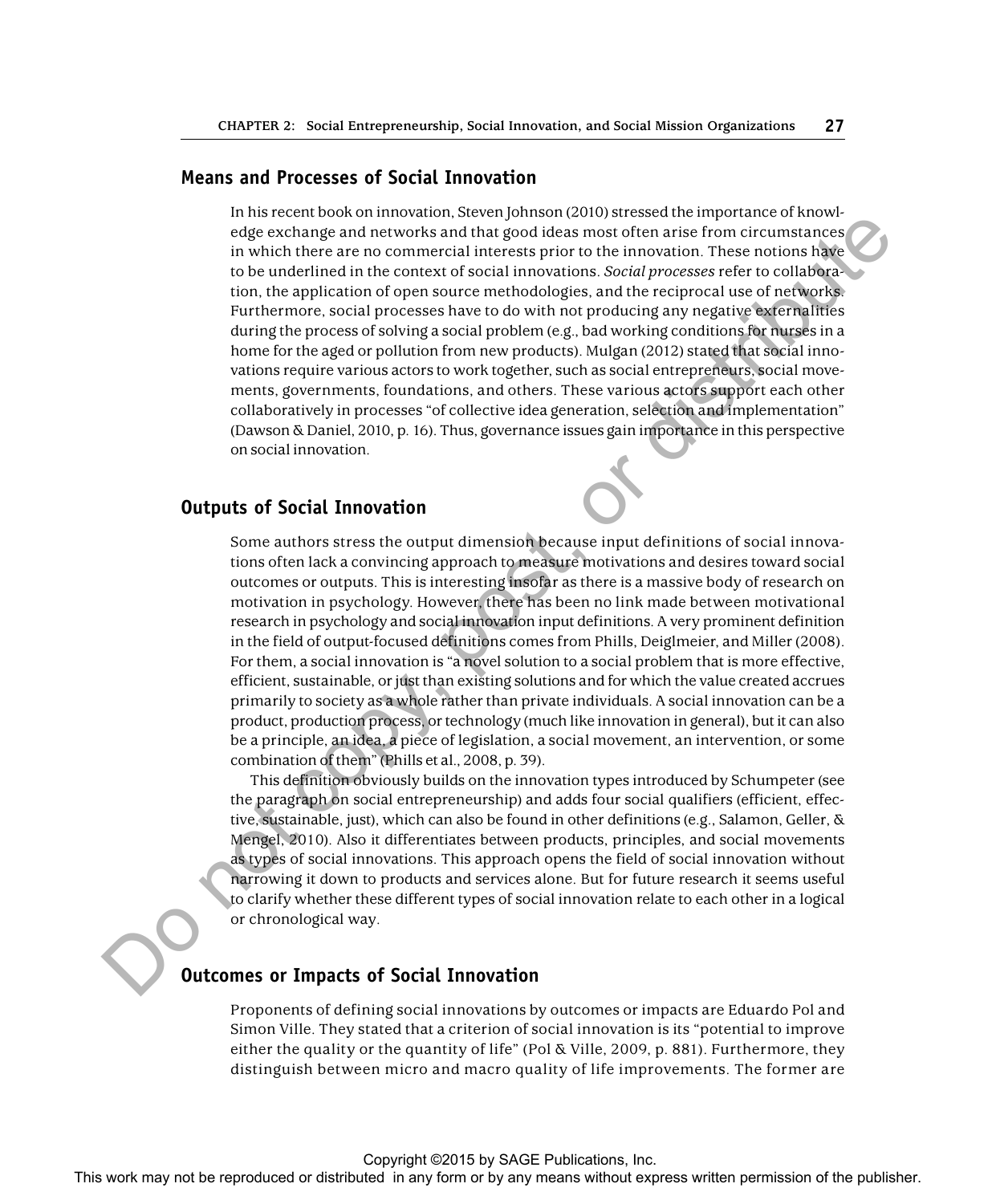## Means and Processes of Social Innovation

In his recent book on innovation, Steven Johnson (2010) stressed the importance of knowledge exchange and networks and that good ideas most often arise from circumstances in which there are no commercial interests prior to the innovation. These notions have to be underlined in the context of social innovations. *Social processes* refer to collaboration, the application of open source methodologies, and the reciprocal use of networks. Furthermore, social processes have to do with not producing any negative externalities during the process of solving a social problem (e.g., bad working conditions for nurses in a home for the aged or pollution from new products). Mulgan (2012) stated that social innovations require various actors to work together, such as social entrepreneurs, social movements, governments, foundations, and others. These various actors support each other collaboratively in processes "of collective idea generation, selection and implementation" (Dawson & Daniel, 2010, p. 16). Thus, governance issues gain importance in this perspective on social innovation.

## Outputs of Social Innovation

Some authors stress the output dimension because input definitions of social innovations often lack a convincing approach to measure motivations and desires toward social outcomes or outputs. This is interesting insofar as there is a massive body of research on motivation in psychology. However, there has been no link made between motivational research in psychology and social innovation input definitions. A very prominent definition in the field of output-focused definitions comes from Phills, Deiglmeier, and Miller (2008). For them, a social innovation is "a novel solution to a social problem that is more effective, efficient, sustainable, or just than existing solutions and for which the value created accrues primarily to society as a whole rather than private individuals. A social innovation can be a product, production process, or technology (much like innovation in general), but it can also be a principle, an idea, a piece of legislation, a social movement, an intervention, or some combination of them" (Phills et al., 2008, p. 39).

This definition obviously builds on the innovation types introduced by Schumpeter (see the paragraph on social entrepreneurship) and adds four social qualifiers (efficient, effective, sustainable, just), which can also be found in other definitions (e.g., Salamon, Geller, & Mengel, 2010). Also it differentiates between products, principles, and social movements as types of social innovations. This approach opens the field of social innovation without narrowing it down to products and services alone. But for future research it seems useful to clarify whether these different types of social innovation relate to each other in a logical or chronological way.

## Outcomes or Impacts of Social Innovation

Proponents of defining social innovations by outcomes or impacts are Eduardo Pol and Simon Ville. They stated that a criterion of social innovation is its "potential to improve either the quality or the quantity of life" (Pol & Ville, 2009, p. 881). Furthermore, they distinguish between micro and macro quality of life improvements. The former are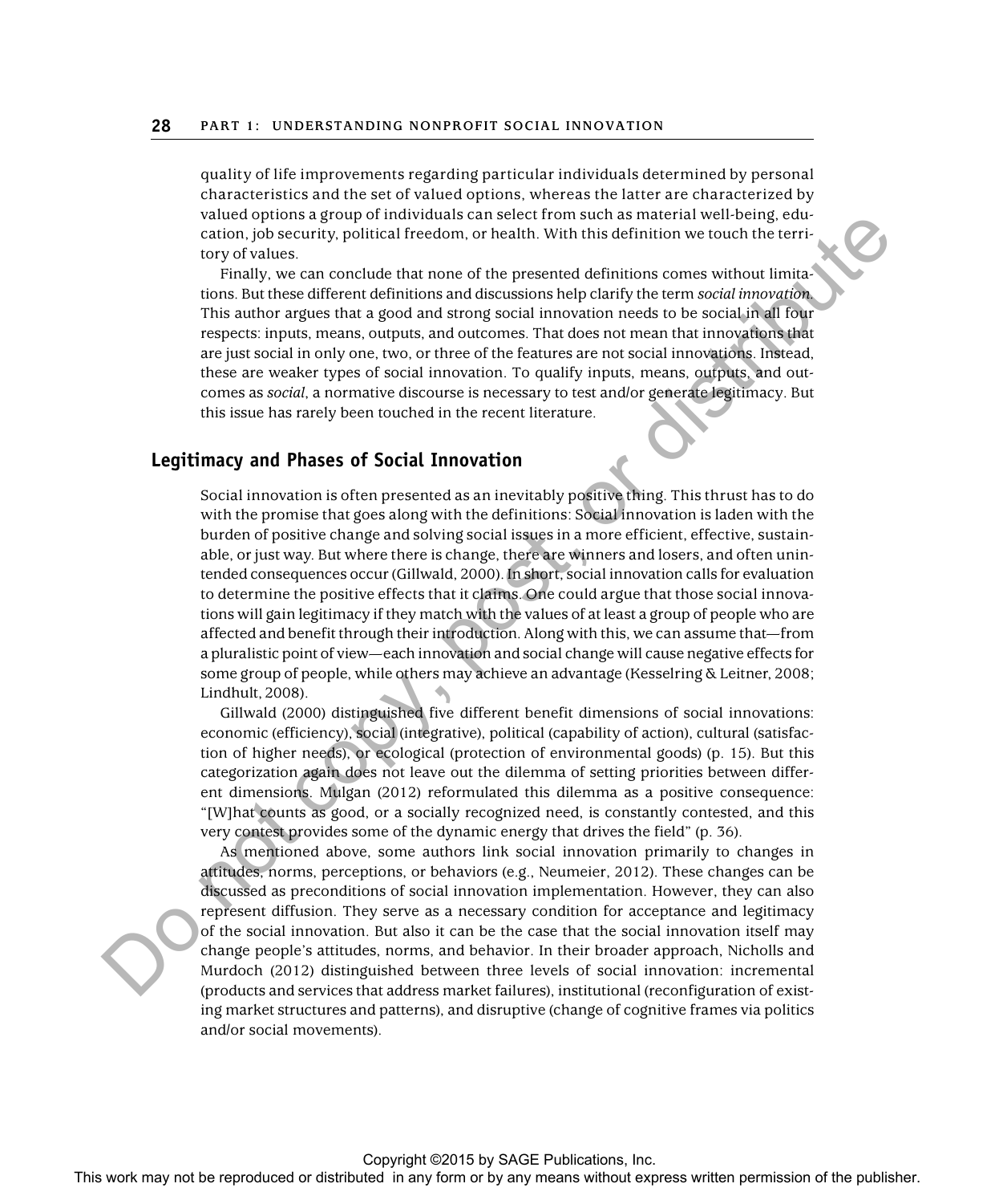quality of life improvements regarding particular individuals determined by personal characteristics and the set of valued options, whereas the latter are characterized by valued options a group of individuals can select from such as material well-being, education, job security, political freedom, or health. With this definition we touch the territory of values.

Finally, we can conclude that none of the presented definitions comes without limitations. But these different definitions and discussions help clarify the term *social innovation*. This author argues that a good and strong social innovation needs to be social in all four respects: inputs, means, outputs, and outcomes. That does not mean that innovations that are just social in only one, two, or three of the features are not social innovations. Instead, these are weaker types of social innovation. To qualify inputs, means, outputs, and outcomes as *social*, a normative discourse is necessary to test and/or generate legitimacy. But this issue has rarely been touched in the recent literature.

## Legitimacy and Phases of Social Innovation

Social innovation is often presented as an inevitably positive thing. This thrust has to do with the promise that goes along with the definitions: Social innovation is laden with the burden of positive change and solving social issues in a more efficient, effective, sustainable, or just way. But where there is change, there are winners and losers, and often unintended consequences occur (Gillwald, 2000). In short, social innovation calls for evaluation to determine the positive effects that it claims. One could argue that those social innovations will gain legitimacy if they match with the values of at least a group of people who are affected and benefit through their introduction. Along with this, we can assume that—from a pluralistic point of view—each innovation and social change will cause negative effects for some group of people, while others may achieve an advantage (Kesselring & Leitner, 2008; Lindhult, 2008).

Gillwald (2000) distinguished five different benefit dimensions of social innovations: economic (efficiency), social (integrative), political (capability of action), cultural (satisfaction of higher needs), or ecological (protection of environmental goods) (p. 15). But this categorization again does not leave out the dilemma of setting priorities between different dimensions. Mulgan (2012) reformulated this dilemma as a positive consequence: "[W]hat counts as good, or a socially recognized need, is constantly contested, and this very contest provides some of the dynamic energy that drives the field" (p. 36).

As mentioned above, some authors link social innovation primarily to changes in attitudes, norms, perceptions, or behaviors (e.g., Neumeier, 2012). These changes can be discussed as preconditions of social innovation implementation. However, they can also represent diffusion. They serve as a necessary condition for acceptance and legitimacy of the social innovation. But also it can be the case that the social innovation itself may change people's attitudes, norms, and behavior. In their broader approach, Nicholls and Murdoch (2012) distinguished between three levels of social innovation: incremental (products and services that address market failures), institutional (reconfiguration of existing market structures and patterns), and disruptive (change of cognitive frames via politics and/or social movements).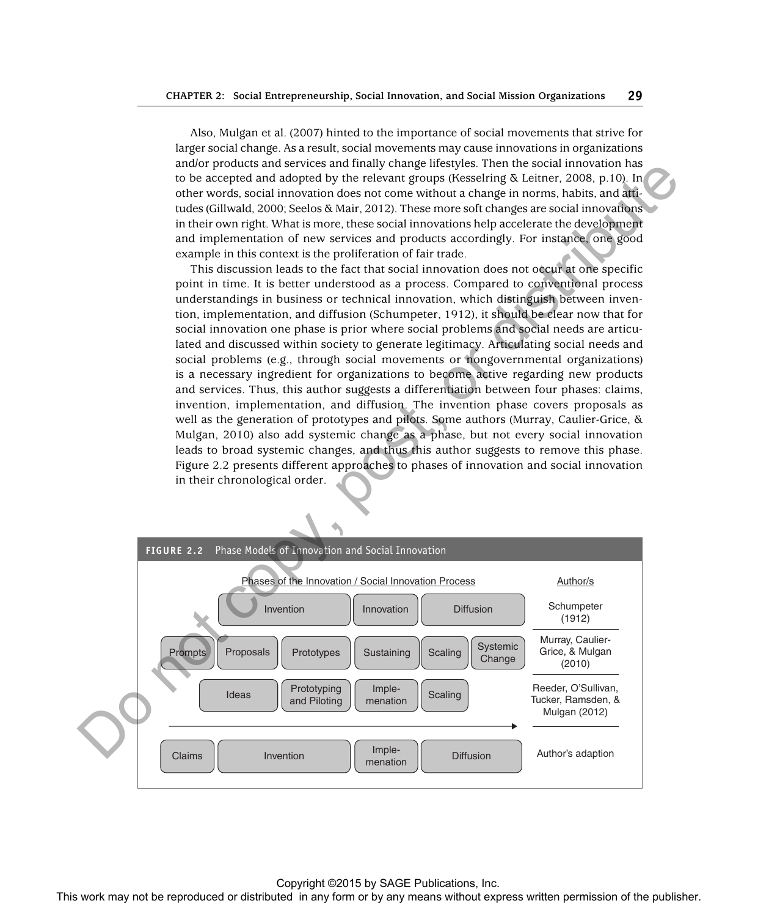Also, Mulgan et al. (2007) hinted to the importance of social movements that strive for larger social change. As a result, social movements may cause innovations in organizations and/or products and services and finally change lifestyles. Then the social innovation has to be accepted and adopted by the relevant groups (Kesselring & Leitner, 2008, p.10). In other words, social innovation does not come without a change in norms, habits, and attitudes (Gillwald, 2000; Seelos & Mair, 2012). These more soft changes are social innovations in their own right. What is more, these social innovations help accelerate the development and implementation of new services and products accordingly. For instance, one good example in this context is the proliferation of fair trade.

This discussion leads to the fact that social innovation does not occur at one specific point in time. It is better understood as a process. Compared to conventional process understandings in business or technical innovation, which distinguish between invention, implementation, and diffusion (Schumpeter, 1912), it should be clear now that for social innovation one phase is prior where social problems and social needs are articulated and discussed within society to generate legitimacy. Articulating social needs and social problems (e.g., through social movements or nongovernmental organizations) is a necessary ingredient for organizations to become active regarding new products and services. Thus, this author suggests a differentiation between four phases: claims, invention, implementation, and diffusion. The invention phase covers proposals as well as the generation of prototypes and pilots. Some authors (Murray, Caulier-Grice, & Mulgan, 2010) also add systemic change as a phase, but not every social innovation leads to broad systemic changes, and thus this author suggests to remove this phase. Figure 2.2 presents different approaches to phases of innovation and social innovation in their chronological order.

**FIGURE 2.2** Phase Models of Innovation and Social Innovation

| Phases of the Innovation / Social Innovation Process | Author/s |
| --- | --- |
| Invention → Innovation → Diffusion | Schumpeter (1912) |
| Prompts → Proposals → Prototypes → Sustaining → Scaling → Systemic Change | Murray, Caulier-Grice, & Mulgan (2010) |
| Ideas → Prototyping and Piloting → Imple-menation → Scaling | Reeder, O'Sullivan, Tucker, Ramsden, & Mulgan (2012) |
| Claims → Invention → Imple-menation → Diffusion | Author's adaption |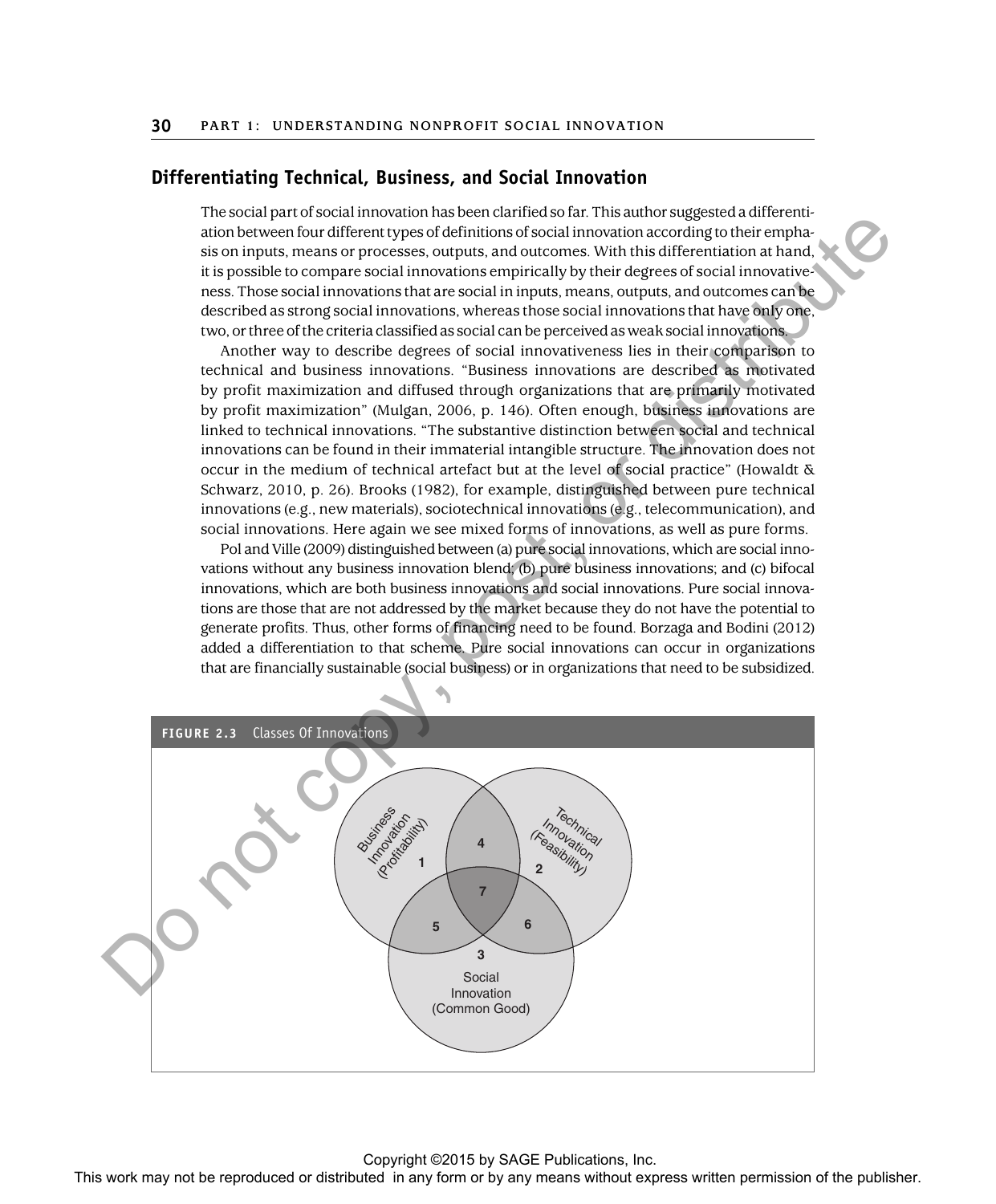## Differentiating Technical, Business, and Social Innovation

The social part of social innovation has been clarified so far. This author suggested a differentiation between four different types of definitions of social innovation according to their emphasis on inputs, means or processes, outputs, and outcomes. With this differentiation at hand, it is possible to compare social innovations empirically by their degrees of social innovativeness. Those social innovations that are social in inputs, means, outputs, and outcomes can be described as strong social innovations, whereas those social innovations that have only one, two, or three of the criteria classified as social can be perceived as weak social innovations.

Another way to describe degrees of social innovativeness lies in their comparison to technical and business innovations. "Business innovations are described as motivated by profit maximization and diffused through organizations that are primarily motivated by profit maximization" (Mulgan, 2006, p. 146). Often enough, business innovations are linked to technical innovations. "The substantive distinction between social and technical innovations can be found in their immaterial intangible structure. The innovation does not occur in the medium of technical artefact but at the level of social practice" (Howaldt & Schwarz, 2010, p. 26). Brooks (1982), for example, distinguished between pure technical innovations (e.g., new materials), sociotechnical innovations (e.g., telecommunication), and social innovations. Here again we see mixed forms of innovations, as well as pure forms.

Pol and Ville (2009) distinguished between (a) pure social innovations, which are social innovations without any business innovation blend; (b) pure business innovations; and (c) bifocal innovations, which are both business innovations and social innovations. Pure social innovations are those that are not addressed by the market because they do not have the potential to generate profits. Thus, other forms of financing need to be found. Borzaga and Bodini (2012) added a differentiation to that scheme. Pure social innovations can occur in organizations that are financially sustainable (social business) or in organizations that need to be subsidized.

**FIGURE 2.3** Classes Of Innovations

Business Innovation (Profitability) 1; Technical Innovation (Feasibility) 2; Social Innovation (Common Good) 3; overlaps 4, 5, 6, 7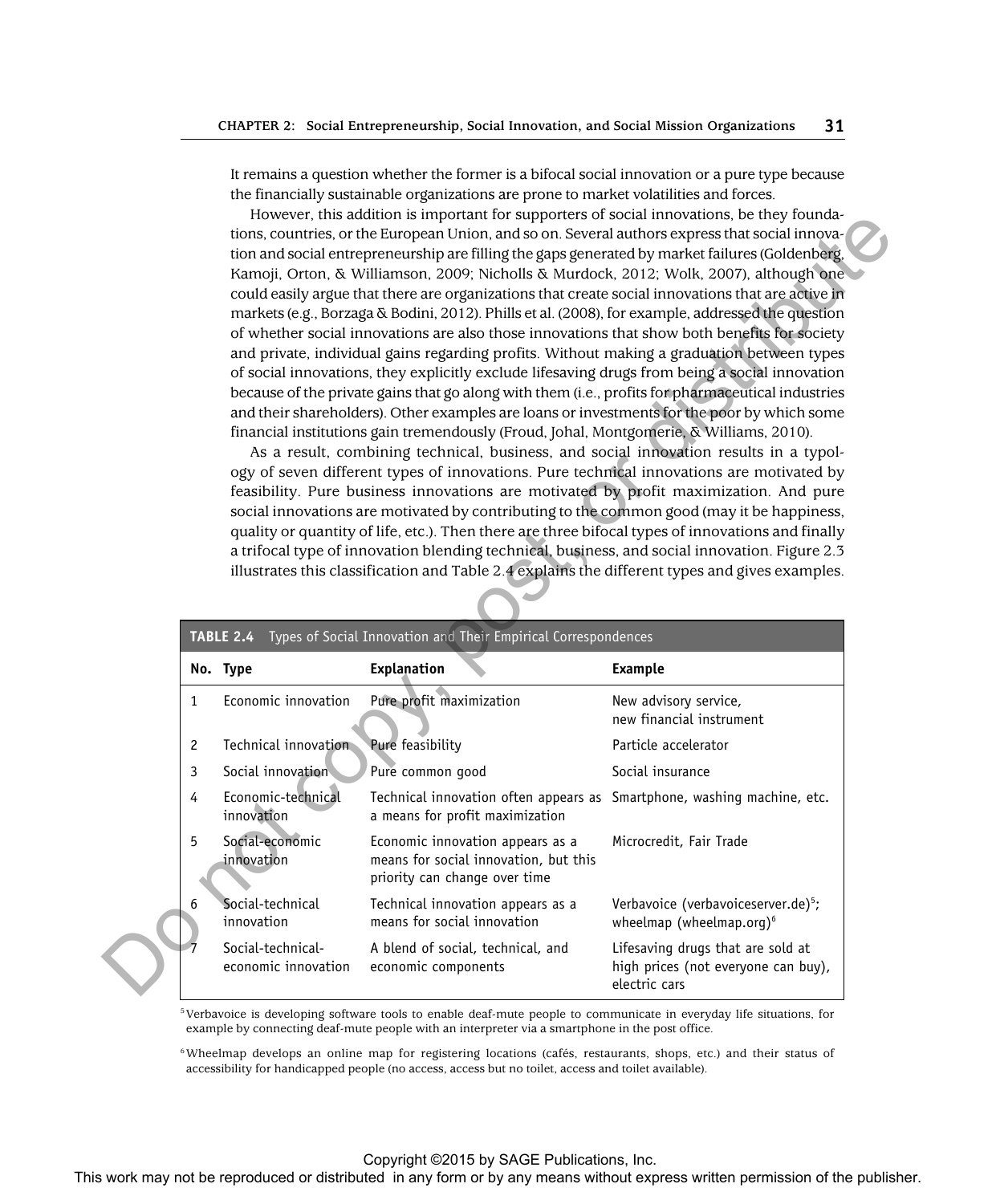It remains a question whether the former is a bifocal social innovation or a pure type because the financially sustainable organizations are prone to market volatilities and forces.

However, this addition is important for supporters of social innovations, be they foundations, countries, or the European Union, and so on. Several authors express that social innovation and social entrepreneurship are filling the gaps generated by market failures (Goldenberg, Kamoji, Orton, & Williamson, 2009; Nicholls & Murdock, 2012; Wolk, 2007), although one could easily argue that there are organizations that create social innovations that are active in markets (e.g., Borzaga & Bodini, 2012). Phills et al. (2008), for example, addressed the question of whether social innovations are also those innovations that show both benefits for society and private, individual gains regarding profits. Without making a graduation between types of social innovations, they explicitly exclude lifesaving drugs from being a social innovation because of the private gains that go along with them (i.e., profits for pharmaceutical industries and their shareholders). Other examples are loans or investments for the poor by which some financial institutions gain tremendously (Froud, Johal, Montgomerie, & Williams, 2010).

As a result, combining technical, business, and social innovation results in a typology of seven different types of innovations. Pure technical innovations are motivated by feasibility. Pure business innovations are motivated by profit maximization. And pure social innovations are motivated by contributing to the common good (may it be happiness, quality or quantity of life, etc.). Then there are three bifocal types of innovations and finally a trifocal type of innovation blending technical, business, and social innovation. Figure 2.3 illustrates this classification and Table 2.4 explains the different types and gives examples.

**TABLE 2.4** Types of Social Innovation and Their Empirical Correspondences

| No. | Type | Explanation | Example |
|---|---|---|---|
| 1 | Economic innovation | Pure profit maximization | New advisory service, new financial instrument |
| 2 | Technical innovation | Pure feasibility | Particle accelerator |
| 3 | Social innovation | Pure common good | Social insurance |
| 4 | Economic-technical innovation | Technical innovation often appears as a means for profit maximization | Smartphone, washing machine, etc. |
| 5 | Social-economic innovation | Economic innovation appears as a means for social innovation, but this priority can change over time | Microcredit, Fair Trade |
| 6 | Social-technical innovation | Technical innovation appears as a means for social innovation | Verbavoice (verbavoiceserver.de)[5]; wheelmap (wheelmap.org)[6] |
| 7 | Social-technical-economic innovation | A blend of social, technical, and economic components | Lifesaving drugs that are sold at high prices (not everyone can buy), electric cars |

[5] Verbavoice is developing software tools to enable deaf-mute people to communicate in everyday life situations, for example by connecting deaf-mute people with an interpreter via a smartphone in the post office.

[6] Wheelmap develops an online map for registering locations (cafés, restaurants, shops, etc.) and their status of accessibility for handicapped people (no access, access but no toilet, access and toilet available).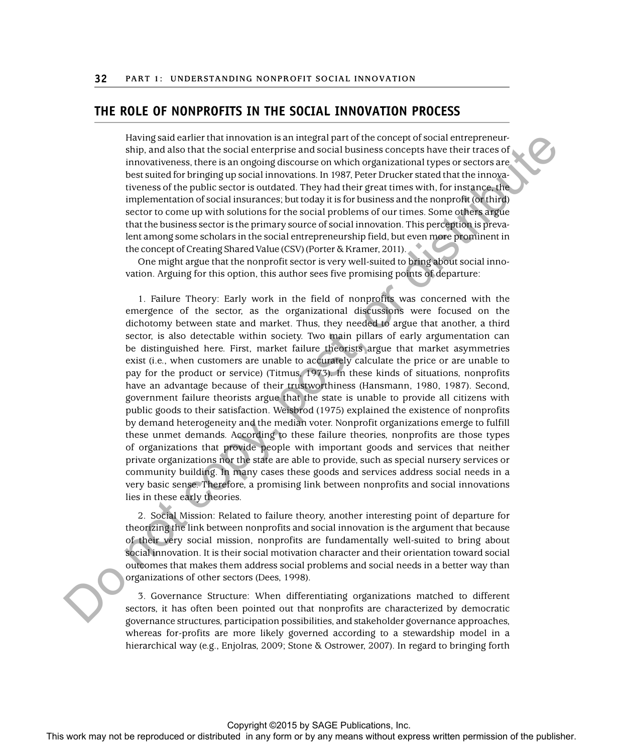## THE ROLE OF NONPROFITS IN THE SOCIAL INNOVATION PROCESS

Having said earlier that innovation is an integral part of the concept of social entrepreneurship, and also that the social enterprise and social business concepts have their traces of innovativeness, there is an ongoing discourse on which organizational types or sectors are best suited for bringing up social innovations. In 1987, Peter Drucker stated that the innovativeness of the public sector is outdated. They had their great times with, for instance, the implementation of social insurances; but today it is for business and the nonprofit (or third) sector to come up with solutions for the social problems of our times. Some others argue that the business sector is the primary source of social innovation. This perception is prevalent among some scholars in the social entrepreneurship field, but even more prominent in the concept of Creating Shared Value (CSV) (Porter & Kramer, 2011).

One might argue that the nonprofit sector is very well-suited to bring about social innovation. Arguing for this option, this author sees five promising points of departure:

1. Failure Theory: Early work in the field of nonprofits was concerned with the emergence of the sector, as the organizational discussions were focused on the dichotomy between state and market. Thus, they needed to argue that another, a third sector, is also detectable within society. Two main pillars of early argumentation can be distinguished here. First, market failure theorists argue that market asymmetries exist (i.e., when customers are unable to accurately calculate the price or are unable to pay for the product or service) (Titmus, 1973). In these kinds of situations, nonprofits have an advantage because of their trustworthiness (Hansmann, 1980, 1987). Second, government failure theorists argue that the state is unable to provide all citizens with public goods to their satisfaction. Weisbrod (1975) explained the existence of nonprofits by demand heterogeneity and the median voter. Nonprofit organizations emerge to fulfill these unmet demands. According to these failure theories, nonprofits are those types of organizations that provide people with important goods and services that neither private organizations nor the state are able to provide, such as special nursery services or community building. In many cases these goods and services address social needs in a very basic sense. Therefore, a promising link between nonprofits and social innovations lies in these early theories.

2. Social Mission: Related to failure theory, another interesting point of departure for theorizing the link between nonprofits and social innovation is the argument that because of their very social mission, nonprofits are fundamentally well-suited to bring about social innovation. It is their social motivation character and their orientation toward social outcomes that makes them address social problems and social needs in a better way than organizations of other sectors (Dees, 1998).

3. Governance Structure: When differentiating organizations matched to different sectors, it has often been pointed out that nonprofits are characterized by democratic governance structures, participation possibilities, and stakeholder governance approaches, whereas for-profits are more likely governed according to a stewardship model in a hierarchical way (e.g., Enjolras, 2009; Stone & Ostrower, 2007). In regard to bringing forth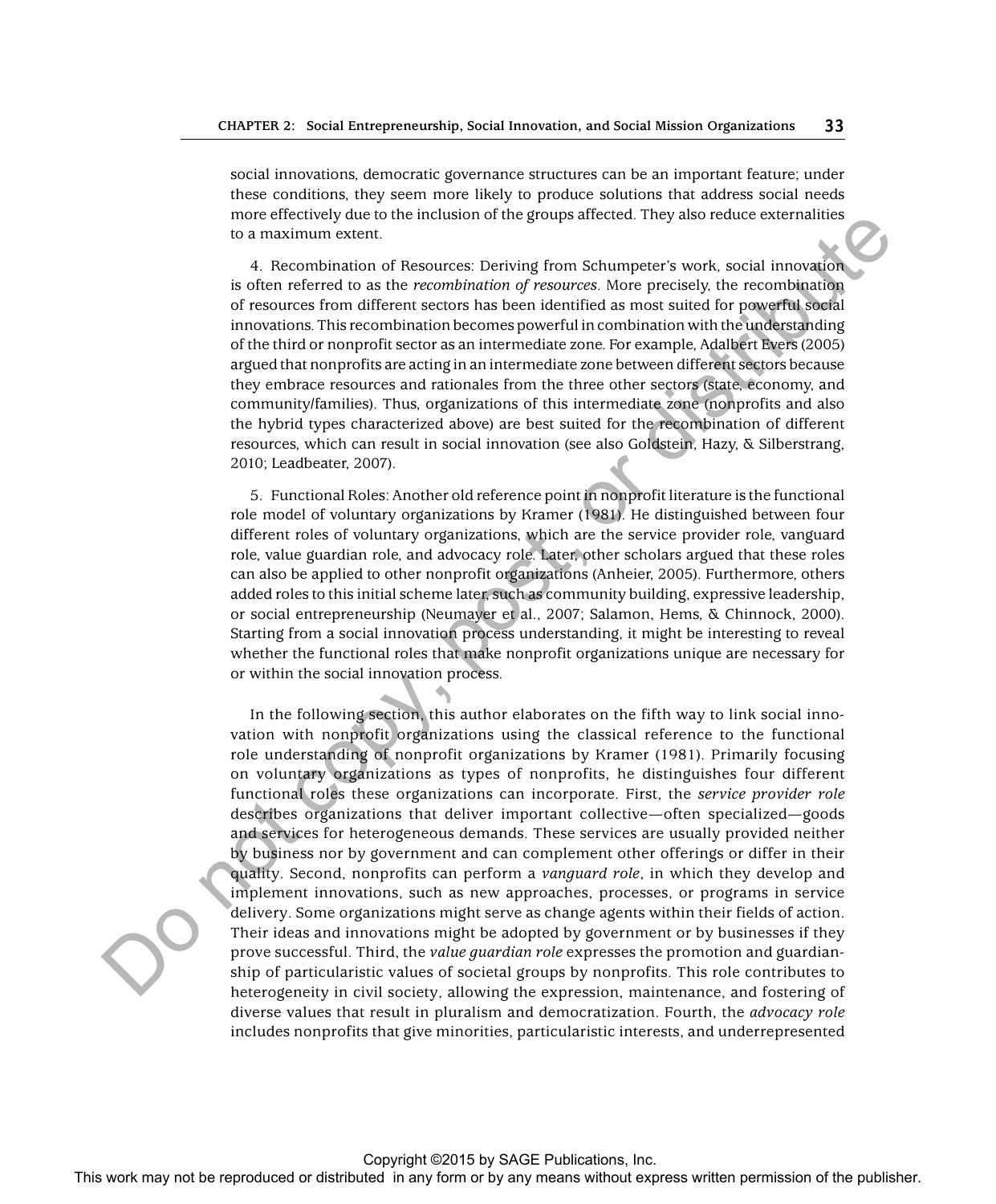social innovations, democratic governance structures can be an important feature; under these conditions, they seem more likely to produce solutions that address social needs more effectively due to the inclusion of the groups affected. They also reduce externalities to a maximum extent.

4. Recombination of Resources: Deriving from Schumpeter's work, social innovation is often referred to as the *recombination of resources*. More precisely, the recombination of resources from different sectors has been identified as most suited for powerful social innovations. This recombination becomes powerful in combination with the understanding of the third or nonprofit sector as an intermediate zone. For example, Adalbert Evers (2005) argued that nonprofits are acting in an intermediate zone between different sectors because they embrace resources and rationales from the three other sectors (state, economy, and community/families). Thus, organizations of this intermediate zone (nonprofits and also the hybrid types characterized above) are best suited for the recombination of different resources, which can result in social innovation (see also Goldstein, Hazy, & Silberstrang, 2010; Leadbeater, 2007).

5. Functional Roles: Another old reference point in nonprofit literature is the functional role model of voluntary organizations by Kramer (1981). He distinguished between four different roles of voluntary organizations, which are the service provider role, vanguard role, value guardian role, and advocacy role. Later, other scholars argued that these roles can also be applied to other nonprofit organizations (Anheier, 2005). Furthermore, others added roles to this initial scheme later, such as community building, expressive leadership, or social entrepreneurship (Neumayer et al., 2007; Salamon, Hems, & Chinnock, 2000). Starting from a social innovation process understanding, it might be interesting to reveal whether the functional roles that make nonprofit organizations unique are necessary for or within the social innovation process.

In the following section, this author elaborates on the fifth way to link social innovation with nonprofit organizations using the classical reference to the functional role understanding of nonprofit organizations by Kramer (1981). Primarily focusing on voluntary organizations as types of nonprofits, he distinguishes four different functional roles these organizations can incorporate. First, the *service provider role* describes organizations that deliver important collective—often specialized—goods and services for heterogeneous demands. These services are usually provided neither by business nor by government and can complement other offerings or differ in their quality. Second, nonprofits can perform a *vanguard role*, in which they develop and implement innovations, such as new approaches, processes, or programs in service delivery. Some organizations might serve as change agents within their fields of action. Their ideas and innovations might be adopted by government or by businesses if they prove successful. Third, the *value guardian role* expresses the promotion and guardianship of particularistic values of societal groups by nonprofits. This role contributes to heterogeneity in civil society, allowing the expression, maintenance, and fostering of diverse values that result in pluralism and democratization. Fourth, the *advocacy role* includes nonprofits that give minorities, particularistic interests, and underrepresented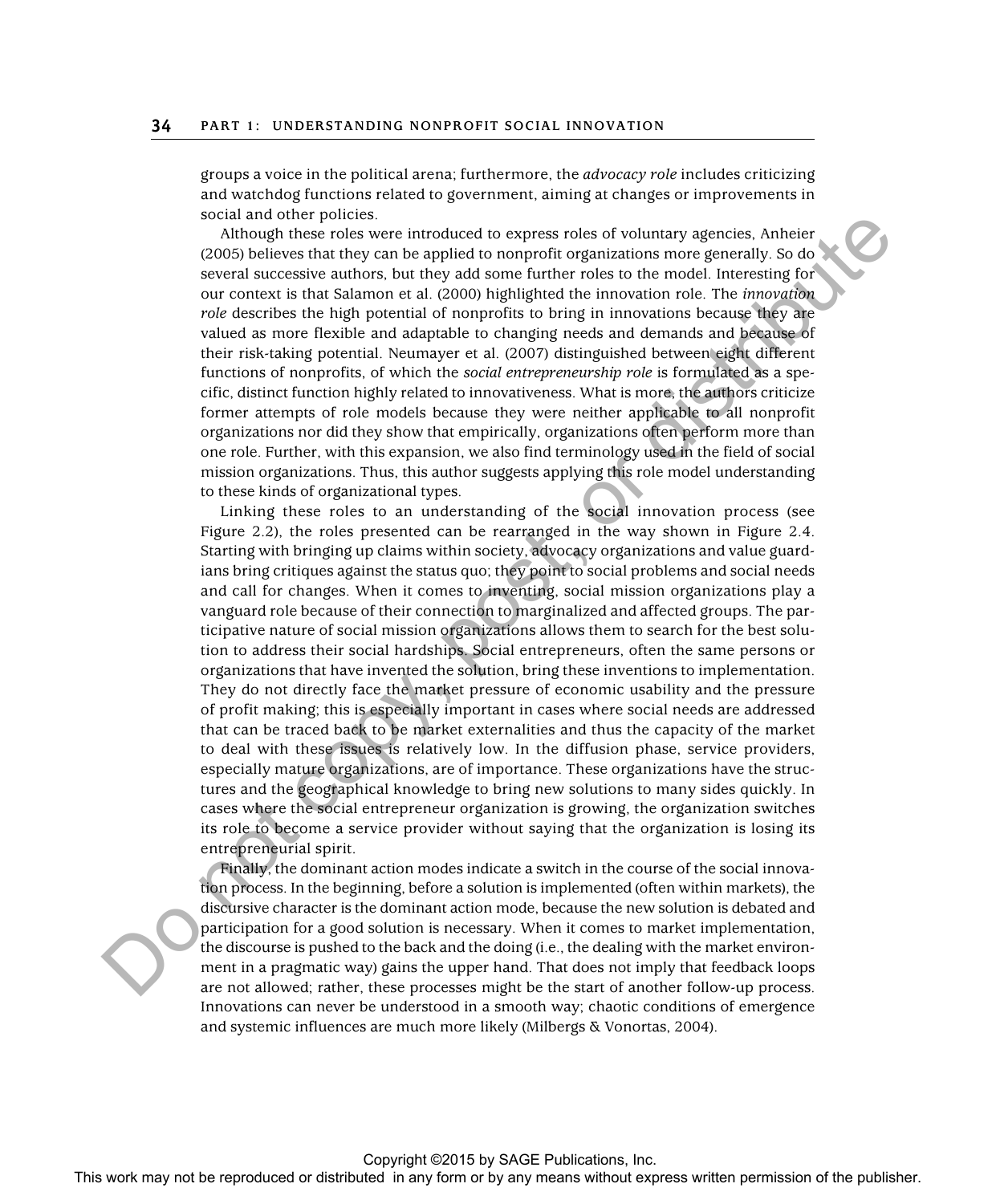groups a voice in the political arena; furthermore, the *advocacy role* includes criticizing and watchdog functions related to government, aiming at changes or improvements in social and other policies.

Although these roles were introduced to express roles of voluntary agencies, Anheier (2005) believes that they can be applied to nonprofit organizations more generally. So do several successive authors, but they add some further roles to the model. Interesting for our context is that Salamon et al. (2000) highlighted the innovation role. The *innovation role* describes the high potential of nonprofits to bring in innovations because they are valued as more flexible and adaptable to changing needs and demands and because of their risk-taking potential. Neumayer et al. (2007) distinguished between eight different functions of nonprofits, of which the *social entrepreneurship role* is formulated as a specific, distinct function highly related to innovativeness. What is more, the authors criticize former attempts of role models because they were neither applicable to all nonprofit organizations nor did they show that empirically, organizations often perform more than one role. Further, with this expansion, we also find terminology used in the field of social mission organizations. Thus, this author suggests applying this role model understanding to these kinds of organizational types.

Linking these roles to an understanding of the social innovation process (see Figure 2.2), the roles presented can be rearranged in the way shown in Figure 2.4. Starting with bringing up claims within society, advocacy organizations and value guardians bring critiques against the status quo; they point to social problems and social needs and call for changes. When it comes to inventing, social mission organizations play a vanguard role because of their connection to marginalized and affected groups. The participative nature of social mission organizations allows them to search for the best solution to address their social hardships. Social entrepreneurs, often the same persons or organizations that have invented the solution, bring these inventions to implementation. They do not directly face the market pressure of economic usability and the pressure of profit making; this is especially important in cases where social needs are addressed that can be traced back to be market externalities and thus the capacity of the market to deal with these issues is relatively low. In the diffusion phase, service providers, especially mature organizations, are of importance. These organizations have the structures and the geographical knowledge to bring new solutions to many sides quickly. In cases where the social entrepreneur organization is growing, the organization switches its role to become a service provider without saying that the organization is losing its entrepreneurial spirit.

Finally, the dominant action modes indicate a switch in the course of the social innovation process. In the beginning, before a solution is implemented (often within markets), the discursive character is the dominant action mode, because the new solution is debated and participation for a good solution is necessary. When it comes to market implementation, the discourse is pushed to the back and the doing (i.e., the dealing with the market environment in a pragmatic way) gains the upper hand. That does not imply that feedback loops are not allowed; rather, these processes might be the start of another follow-up process. Innovations can never be understood in a smooth way; chaotic conditions of emergence and systemic influences are much more likely (Milbergs & Vonortas, 2004).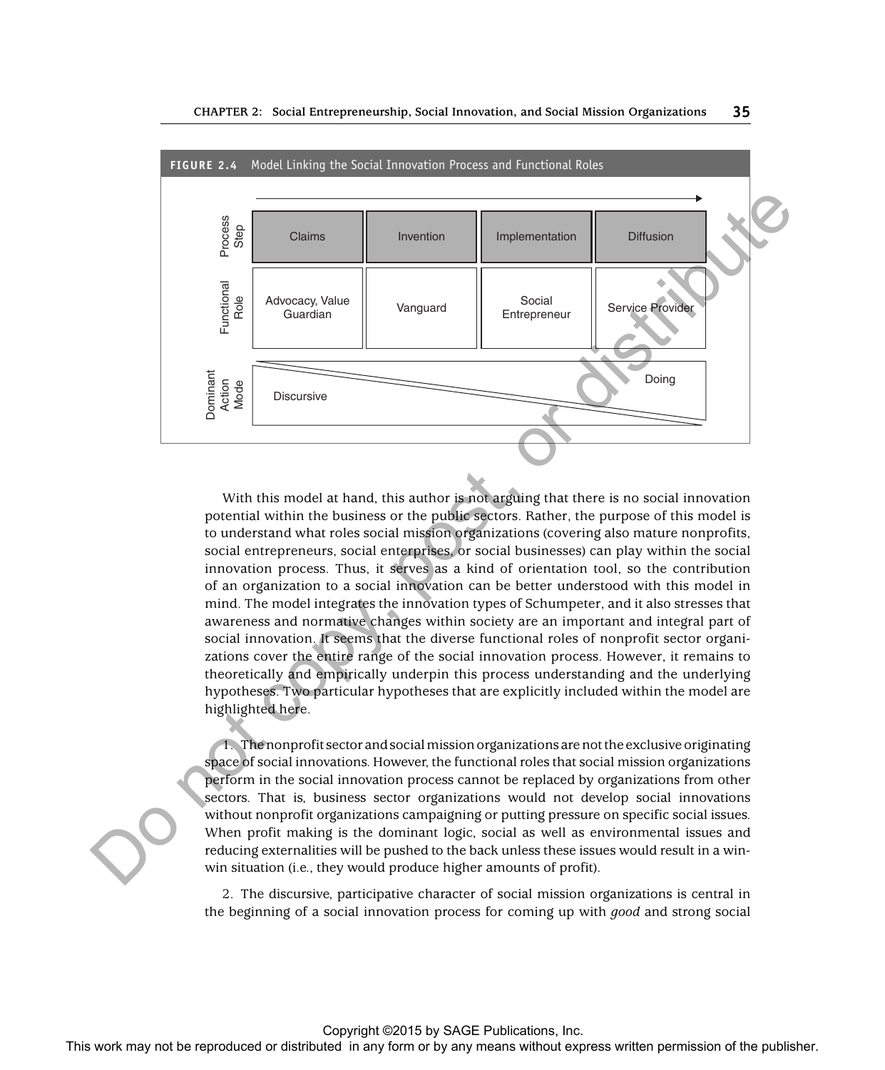**FIGURE 2.4** Model Linking the Social Innovation Process and Functional Roles

| | | | | |
|---|---|---|---|---|
| Process Step | Claims | Invention | Implementation | Diffusion |
| Functional Role | Advocacy, Value Guardian | Vanguard | Social Entrepreneur | Service Provider |
| Dominant Action Mode | Discursive | | | Doing |

With this model at hand, this author is not arguing that there is no social innovation potential within the business or the public sectors. Rather, the purpose of this model is to understand what roles social mission organizations (covering also mature nonprofits, social entrepreneurs, social enterprises, or social businesses) can play within the social innovation process. Thus, it serves as a kind of orientation tool, so the contribution of an organization to a social innovation can be better understood with this model in mind. The model integrates the innovation types of Schumpeter, and it also stresses that awareness and normative changes within society are an important and integral part of social innovation. It seems that the diverse functional roles of nonprofit sector organizations cover the entire range of the social innovation process. However, it remains to theoretically and empirically underpin this process understanding and the underlying hypotheses. Two particular hypotheses that are explicitly included within the model are highlighted here.

1. The nonprofit sector and social mission organizations are not the exclusive originating space of social innovations. However, the functional roles that social mission organizations perform in the social innovation process cannot be replaced by organizations from other sectors. That is, business sector organizations would not develop social innovations without nonprofit organizations campaigning or putting pressure on specific social issues. When profit making is the dominant logic, social as well as environmental issues and reducing externalities will be pushed to the back unless these issues would result in a win-win situation (i.e., they would produce higher amounts of profit).

2. The discursive, participative character of social mission organizations is central in the beginning of a social innovation process for coming up with *good* and strong social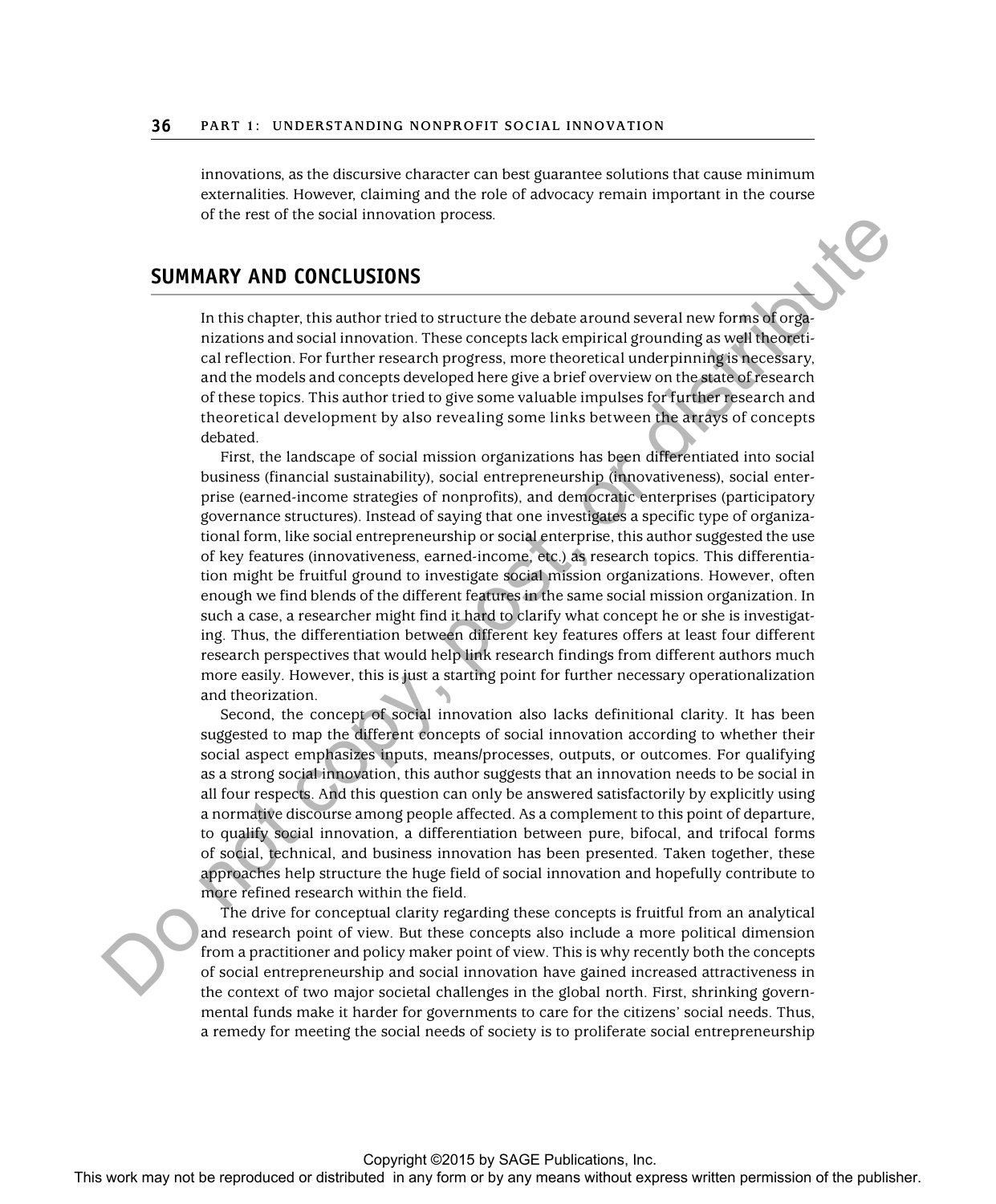innovations, as the discursive character can best guarantee solutions that cause minimum externalities. However, claiming and the role of advocacy remain important in the course of the rest of the social innovation process.

## SUMMARY AND CONCLUSIONS

In this chapter, this author tried to structure the debate around several new forms of organizations and social innovation. These concepts lack empirical grounding as well theoretical reflection. For further research progress, more theoretical underpinning is necessary, and the models and concepts developed here give a brief overview on the state of research of these topics. This author tried to give some valuable impulses for further research and theoretical development by also revealing some links between the arrays of concepts debated.

First, the landscape of social mission organizations has been differentiated into social business (financial sustainability), social entrepreneurship (innovativeness), social enterprise (earned-income strategies of nonprofits), and democratic enterprises (participatory governance structures). Instead of saying that one investigates a specific type of organizational form, like social entrepreneurship or social enterprise, this author suggested the use of key features (innovativeness, earned-income, etc.) as research topics. This differentiation might be fruitful ground to investigate social mission organizations. However, often enough we find blends of the different features in the same social mission organization. In such a case, a researcher might find it hard to clarify what concept he or she is investigating. Thus, the differentiation between different key features offers at least four different research perspectives that would help link research findings from different authors much more easily. However, this is just a starting point for further necessary operationalization and theorization.

Second, the concept of social innovation also lacks definitional clarity. It has been suggested to map the different concepts of social innovation according to whether their social aspect emphasizes inputs, means/processes, outputs, or outcomes. For qualifying as a strong social innovation, this author suggests that an innovation needs to be social in all four respects. And this question can only be answered satisfactorily by explicitly using a normative discourse among people affected. As a complement to this point of departure, to qualify social innovation, a differentiation between pure, bifocal, and trifocal forms of social, technical, and business innovation has been presented. Taken together, these approaches help structure the huge field of social innovation and hopefully contribute to more refined research within the field.

The drive for conceptual clarity regarding these concepts is fruitful from an analytical and research point of view. But these concepts also include a more political dimension from a practitioner and policy maker point of view. This is why recently both the concepts of social entrepreneurship and social innovation have gained increased attractiveness in the context of two major societal challenges in the global north. First, shrinking governmental funds make it harder for governments to care for the citizens' social needs. Thus, a remedy for meeting the social needs of society is to proliferate social entrepreneurship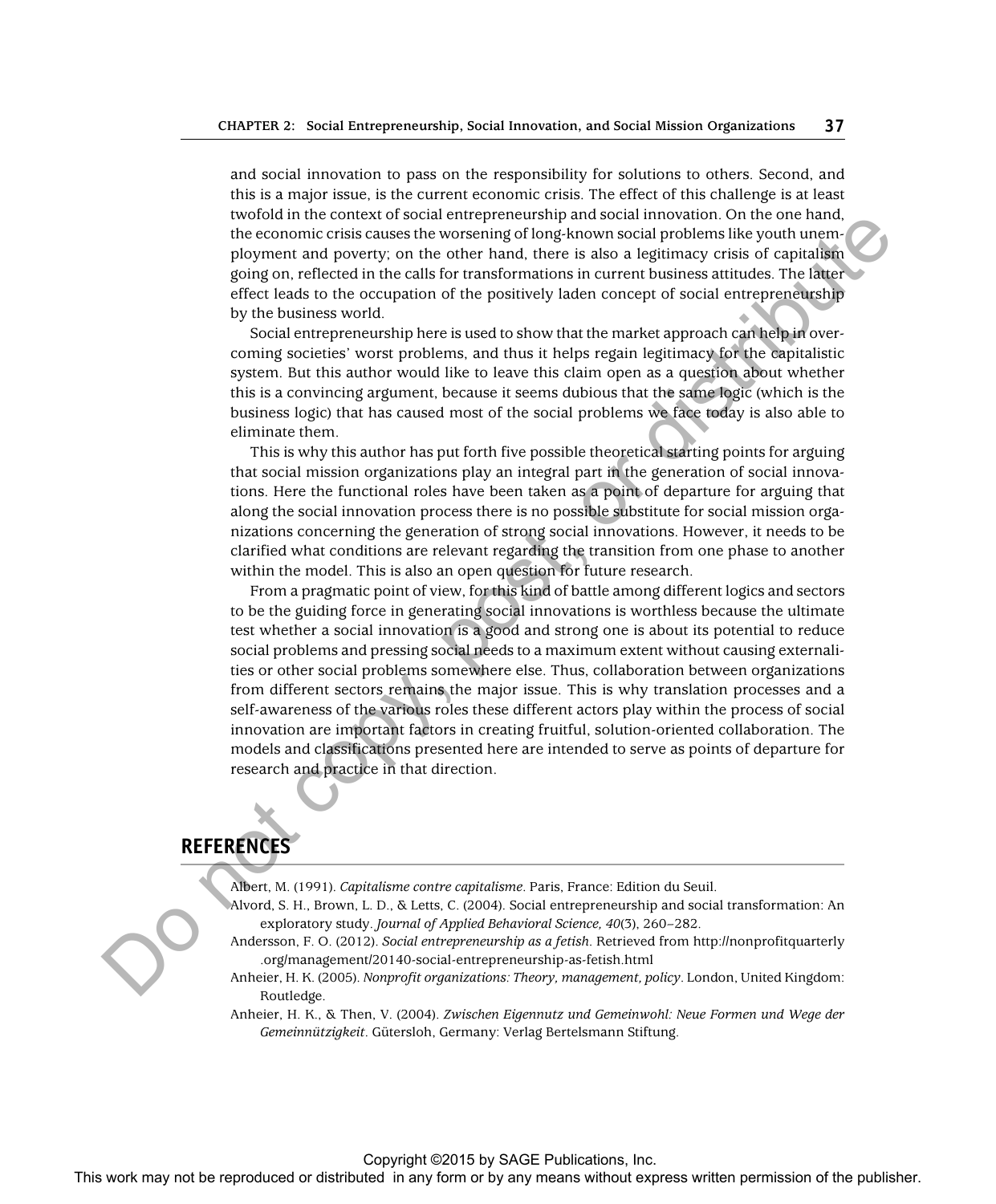and social innovation to pass on the responsibility for solutions to others. Second, and this is a major issue, is the current economic crisis. The effect of this challenge is at least twofold in the context of social entrepreneurship and social innovation. On the one hand, the economic crisis causes the worsening of long-known social problems like youth unemployment and poverty; on the other hand, there is also a legitimacy crisis of capitalism going on, reflected in the calls for transformations in current business attitudes. The latter effect leads to the occupation of the positively laden concept of social entrepreneurship by the business world.

Social entrepreneurship here is used to show that the market approach can help in overcoming societies' worst problems, and thus it helps regain legitimacy for the capitalistic system. But this author would like to leave this claim open as a question about whether this is a convincing argument, because it seems dubious that the same logic (which is the business logic) that has caused most of the social problems we face today is also able to eliminate them.

This is why this author has put forth five possible theoretical starting points for arguing that social mission organizations play an integral part in the generation of social innovations. Here the functional roles have been taken as a point of departure for arguing that along the social innovation process there is no possible substitute for social mission organizations concerning the generation of strong social innovations. However, it needs to be clarified what conditions are relevant regarding the transition from one phase to another within the model. This is also an open question for future research.

From a pragmatic point of view, for this kind of battle among different logics and sectors to be the guiding force in generating social innovations is worthless because the ultimate test whether a social innovation is a good and strong one is about its potential to reduce social problems and pressing social needs to a maximum extent without causing externalities or other social problems somewhere else. Thus, collaboration between organizations from different sectors remains the major issue. This is why translation processes and a self-awareness of the various roles these different actors play within the process of social innovation are important factors in creating fruitful, solution-oriented collaboration. The models and classifications presented here are intended to serve as points of departure for research and practice in that direction.

## REFERENCES

Albert, M. (1991). *Capitalisme contre capitalisme*. Paris, France: Edition du Seuil.

Alvord, S. H., Brown, L. D., & Letts, C. (2004). Social entrepreneurship and social transformation: An exploratory study. *Journal of Applied Behavioral Science, 40*(3), 260–282.

Andersson, F. O. (2012). *Social entrepreneurship as a fetish*. Retrieved from http://nonprofitquarterly.org/management/20140-social-entrepreneurship-as-fetish.html

Anheier, H. K. (2005). *Nonprofit organizations: Theory, management, policy*. London, United Kingdom: Routledge.

Anheier, H. K., & Then, V. (2004). *Zwischen Eigennutz und Gemeinwohl: Neue Formen und Wege der Gemeinnützigkeit*. Gütersloh, Germany: Verlag Bertelsmann Stiftung.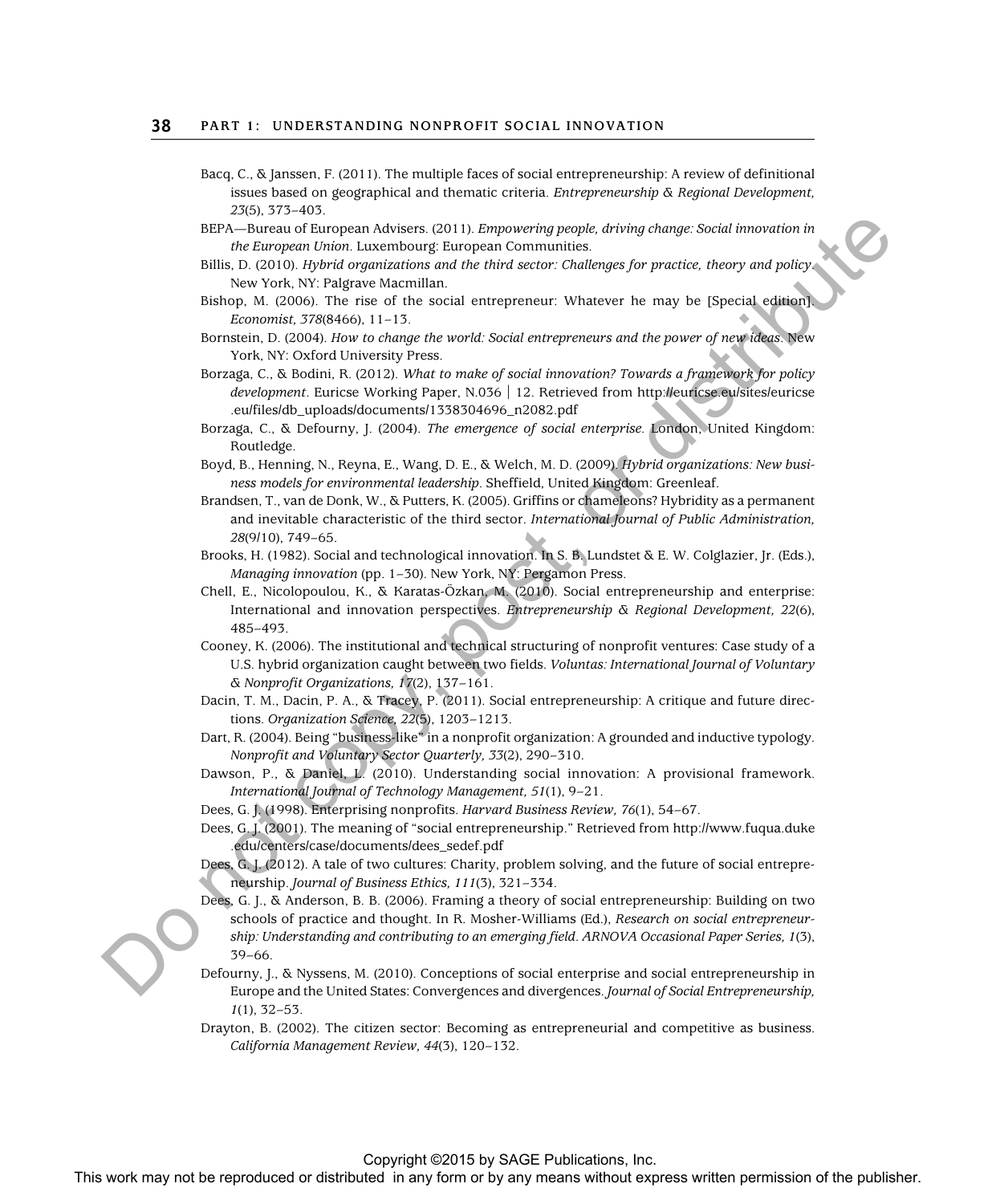Bacq, C., & Janssen, F. (2011). The multiple faces of social entrepreneurship: A review of definitional issues based on geographical and thematic criteria. *Entrepreneurship & Regional Development, 23*(5), 373–403.

BEPA—Bureau of European Advisers. (2011). *Empowering people, driving change: Social innovation in the European Union*. Luxembourg: European Communities.

Billis, D. (2010). *Hybrid organizations and the third sector: Challenges for practice, theory and policy*. New York, NY: Palgrave Macmillan.

Bishop, M. (2006). The rise of the social entrepreneur: Whatever he may be [Special edition]. *Economist, 378*(8466), 11–13.

Bornstein, D. (2004). *How to change the world: Social entrepreneurs and the power of new ideas*. New York, NY: Oxford University Press.

Borzaga, C., & Bodini, R. (2012). *What to make of social innovation? Towards a framework for policy development*. Euricse Working Paper, N.036 | 12. Retrieved from http://euricse.eu/sites/euricse.eu/files/db_uploads/documents/1338304696_n2082.pdf

Borzaga, C., & Defourny, J. (2004). *The emergence of social enterprise*. London, United Kingdom: Routledge.

Boyd, B., Henning, N., Reyna, E., Wang, D. E., & Welch, M. D. (2009). *Hybrid organizations: New business models for environmental leadership*. Sheffield, United Kingdom: Greenleaf.

Brandsen, T., van de Donk, W., & Putters, K. (2005). Griffins or chameleons? Hybridity as a permanent and inevitable characteristic of the third sector. *International Journal of Public Administration, 28*(9/10), 749–65.

Brooks, H. (1982). Social and technological innovation. In S. B. Lundstet & E. W. Colglazier, Jr. (Eds.), *Managing innovation* (pp. 1–30). New York, NY: Pergamon Press.

Chell, E., Nicolopoulou, K., & Karatas-Özkan, M. (2010). Social entrepreneurship and enterprise: International and innovation perspectives. *Entrepreneurship & Regional Development, 22*(6), 485–493.

Cooney, K. (2006). The institutional and technical structuring of nonprofit ventures: Case study of a U.S. hybrid organization caught between two fields. *Voluntas: International Journal of Voluntary & Nonprofit Organizations, 17*(2), 137–161.

Dacin, T. M., Dacin, P. A., & Tracey, P. (2011). Social entrepreneurship: A critique and future directions. *Organization Science, 22*(5), 1203–1213.

Dart, R. (2004). Being "business-like" in a nonprofit organization: A grounded and inductive typology. *Nonprofit and Voluntary Sector Quarterly, 33*(2), 290–310.

Dawson, P., & Daniel, L. (2010). Understanding social innovation: A provisional framework. *International Journal of Technology Management, 51*(1), 9–21.

Dees, G. J. (1998). Enterprising nonprofits. *Harvard Business Review, 76*(1), 54–67.

Dees, G. J. (2001). The meaning of "social entrepreneurship." Retrieved from http://www.fuqua.duke.edu/centers/case/documents/dees_sedef.pdf

Dees, G. J. (2012). A tale of two cultures: Charity, problem solving, and the future of social entrepreneurship. *Journal of Business Ethics, 111*(3), 321–334.

Dees, G. J., & Anderson, B. B. (2006). Framing a theory of social entrepreneurship: Building on two schools of practice and thought. In R. Mosher-Williams (Ed.), *Research on social entrepreneurship: Understanding and contributing to an emerging field. ARNOVA Occasional Paper Series, 1*(3), 39–66.

Defourny, J., & Nyssens, M. (2010). Conceptions of social enterprise and social entrepreneurship in Europe and the United States: Convergences and divergences. *Journal of Social Entrepreneurship, 1*(1), 32–53.

Drayton, B. (2002). The citizen sector: Becoming as entrepreneurial and competitive as business. *California Management Review, 44*(3), 120–132.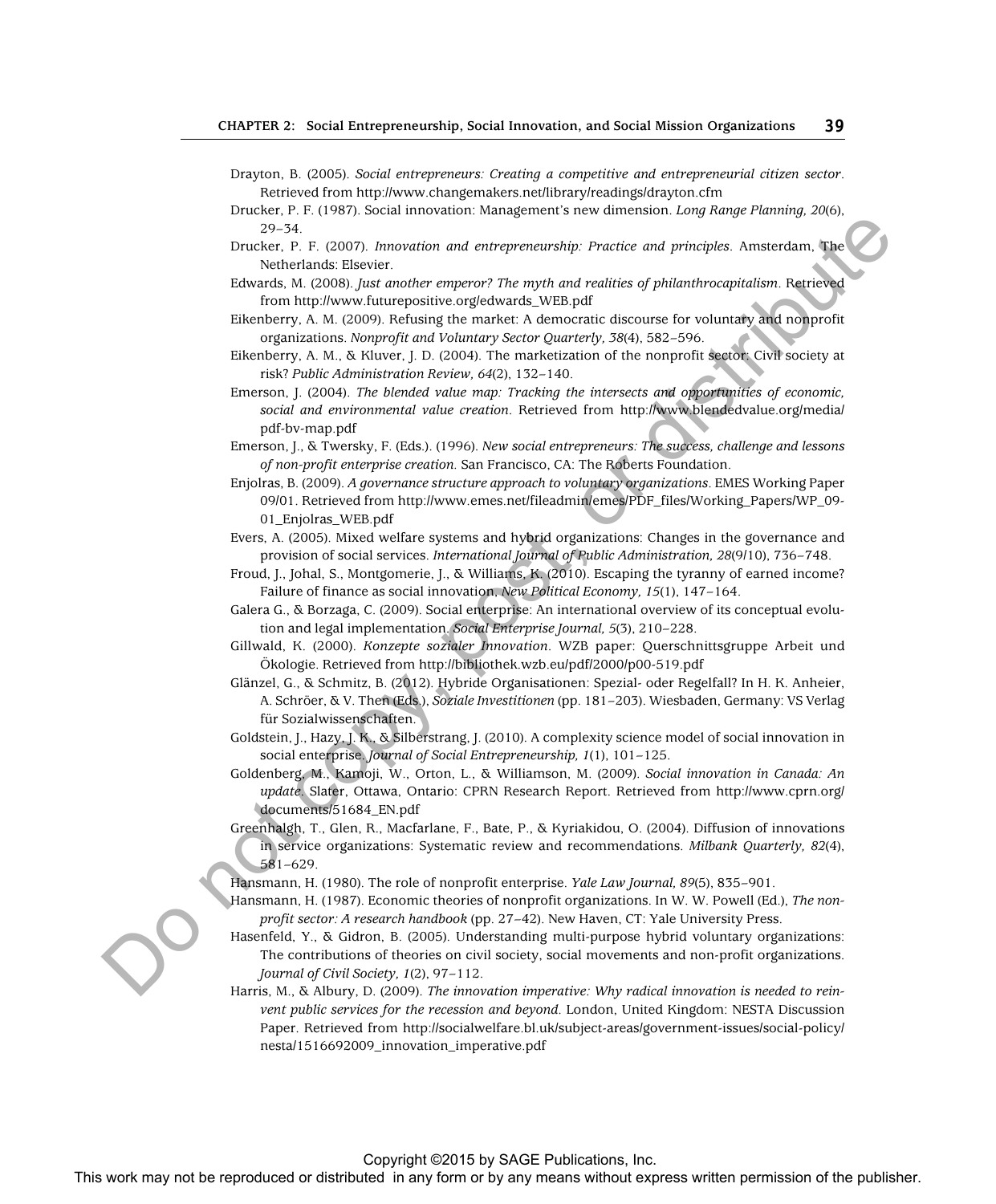Drayton, B. (2005). *Social entrepreneurs: Creating a competitive and entrepreneurial citizen sector*. Retrieved from http://www.changemakers.net/library/readings/drayton.cfm

Drucker, P. F. (1987). Social innovation: Management's new dimension. *Long Range Planning, 20*(6), 29–34.

Drucker, P. F. (2007). *Innovation and entrepreneurship: Practice and principles*. Amsterdam, The Netherlands: Elsevier.

Edwards, M. (2008). *Just another emperor? The myth and realities of philanthrocapitalism*. Retrieved from http://www.futurepositive.org/edwards_WEB.pdf

Eikenberry, A. M. (2009). Refusing the market: A democratic discourse for voluntary and nonprofit organizations. *Nonprofit and Voluntary Sector Quarterly, 38*(4), 582–596.

Eikenberry, A. M., & Kluver, J. D. (2004). The marketization of the nonprofit sector: Civil society at risk? *Public Administration Review, 64*(2), 132–140.

Emerson, J. (2004). *The blended value map: Tracking the intersects and opportunities of economic, social and environmental value creation*. Retrieved from http://www.blendedvalue.org/media/pdf-bv-map.pdf

Emerson, J., & Twersky, F. (Eds.). (1996). *New social entrepreneurs: The success, challenge and lessons of non-profit enterprise creation*. San Francisco, CA: The Roberts Foundation.

Enjolras, B. (2009). *A governance structure approach to voluntary organizations*. EMES Working Paper 09/01. Retrieved from http://www.emes.net/fileadmin/emes/PDF_files/Working_Papers/WP_09-01_Enjolras_WEB.pdf

Evers, A. (2005). Mixed welfare systems and hybrid organizations: Changes in the governance and provision of social services. *International Journal of Public Administration, 28*(9/10), 736–748.

Froud, J., Johal, S., Montgomerie, J., & Williams, K. (2010). Escaping the tyranny of earned income? Failure of finance as social innovation. *New Political Economy, 15*(1), 147–164.

Galera G., & Borzaga, C. (2009). Social enterprise: An international overview of its conceptual evolution and legal implementation. *Social Enterprise Journal, 5*(3), 210–228.

Gillwald, K. (2000). *Konzepte sozialer Innovation*. WZB paper: Querschnittsgruppe Arbeit und Ökologie. Retrieved from http://bibliothek.wzb.eu/pdf/2000/p00-519.pdf

Glänzel, G., & Schmitz, B. (2012). Hybride Organisationen: Spezial- oder Regelfall? In H. K. Anheier, A. Schröer, & V. Then (Eds.), *Soziale Investitionen* (pp. 181–203). Wiesbaden, Germany: VS Verlag für Sozialwissenschaften.

Goldstein, J., Hazy, J. K., & Silberstrang, J. (2010). A complexity science model of social innovation in social enterprise. *Journal of Social Entrepreneurship, 1*(1), 101–125.

Goldenberg, M., Kamoji, W., Orton, L., & Williamson, M. (2009). *Social innovation in Canada: An update*. Slater, Ottawa, Ontario: CPRN Research Report. Retrieved from http://www.cprn.org/documents/51684_EN.pdf

Greenhalgh, T., Glen, R., Macfarlane, F., Bate, P., & Kyriakidou, O. (2004). Diffusion of innovations in service organizations: Systematic review and recommendations. *Milbank Quarterly, 82*(4), 581–629.

Hansmann, H. (1980). The role of nonprofit enterprise. *Yale Law Journal, 89*(5), 835–901.

Hansmann, H. (1987). Economic theories of nonprofit organizations. In W. W. Powell (Ed.), *The nonprofit sector: A research handbook* (pp. 27–42). New Haven, CT: Yale University Press.

Hasenfeld, Y., & Gidron, B. (2005). Understanding multi-purpose hybrid voluntary organizations: The contributions of theories on civil society, social movements and non-profit organizations. *Journal of Civil Society, 1*(2), 97–112.

Harris, M., & Albury, D. (2009). *The innovation imperative: Why radical innovation is needed to reinvent public services for the recession and beyond*. London, United Kingdom: NESTA Discussion Paper. Retrieved from http://socialwelfare.bl.uk/subject-areas/government-issues/social-policy/nesta/1516692009_innovation_imperative.pdf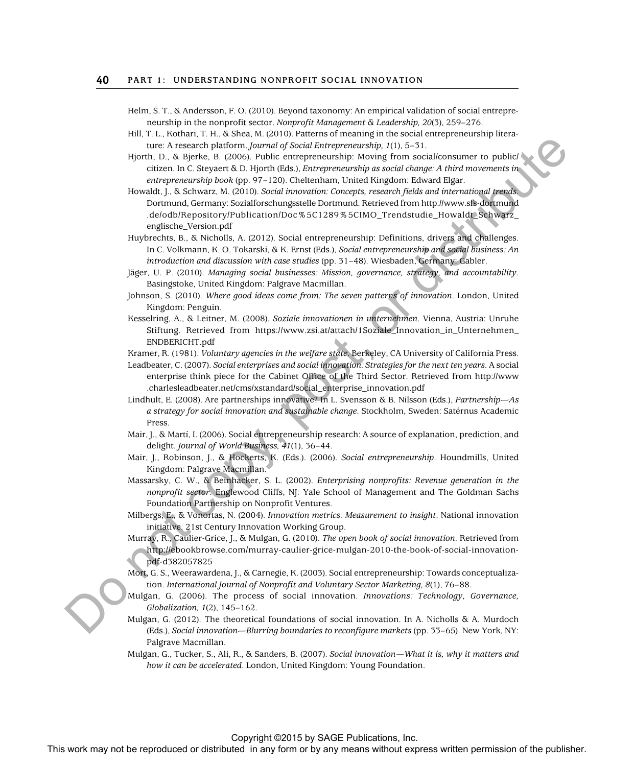Helm, S. T., & Andersson, F. O. (2010). Beyond taxonomy: An empirical validation of social entrepreneurship in the nonprofit sector. *Nonprofit Management & Leadership, 20*(3), 259–276.

Hill, T. L., Kothari, T. H., & Shea, M. (2010). Patterns of meaning in the social entrepreneurship literature: A research platform. *Journal of Social Entrepreneurship, 1*(1), 5–31.

Hjorth, D., & Bjerke, B. (2006). Public entrepreneurship: Moving from social/consumer to public/citizen. In C. Steyaert & D. Hjorth (Eds.), *Entrepreneurship as social change: A third movements in entrepreneurship book* (pp. 97–120). Cheltenham, United Kingdom: Edward Elgar.

Howaldt, J., & Schwarz, M. (2010). *Social innovation: Concepts, research fields and international trends*. Dortmund, Germany: Sozialforschungsstelle Dortmund. Retrieved from http://www.sfs-dortmund.de/odb/Repository/Publication/Doc%5C1289%5CIMO_Trendstudie_Howaldt_Schwarz_englische_Version.pdf

Huybrechts, B., & Nicholls, A. (2012). Social entrepreneurship: Definitions, drivers and challenges. In C. Volkmann, K. O. Tokarski, & K. Ernst (Eds.), *Social entrepreneurship and social business: An introduction and discussion with case studies* (pp. 31–48). Wiesbaden, Germany: Gabler.

Jäger, U. P. (2010). *Managing social businesses: Mission, governance, strategy, and accountability*. Basingstoke, United Kingdom: Palgrave Macmillan.

Johnson, S. (2010). *Where good ideas come from: The seven patterns of innovation*. London, United Kingdom: Penguin.

Kesselring, A., & Leitner, M. (2008). *Soziale innovationen in unternehmen*. Vienna, Austria: Unruhe Stiftung. Retrieved from https://www.zsi.at/attach/1Soziale_Innovation_in_Unternehmen_ENDBERICHT.pdf

Kramer, R. (1981). *Voluntary agencies in the welfare state*. Berkeley, CA University of California Press.

Leadbeater, C. (2007). *Social enterprises and social innovation: Strategies for the next ten years*. A social enterprise think piece for the Cabinet Office of the Third Sector. Retrieved from http://www.charlesleadbeater.net/cms/xstandard/social_enterprise_innovation.pdf

Lindhult, E. (2008). Are partnerships innovative? In L. Svensson & B. Nilsson (Eds.), *Partnership—As a strategy for social innovation and sustainable change*. Stockholm, Sweden: Satérnus Academic Press.

Mair, J., & Martí, I. (2006). Social entrepreneurship research: A source of explanation, prediction, and delight. *Journal of World Business, 41*(1), 36–44.

Mair, J., Robinson, J., & Hockerts, K. (Eds.). (2006). *Social entrepreneurship*. Houndmills, United Kingdom: Palgrave Macmillan.

Massarsky, C. W., & Beinhacker, S. L. (2002). *Enterprising nonprofits: Revenue generation in the nonprofit sector*. Englewood Cliffs, NJ: Yale School of Management and The Goldman Sachs Foundation Partnership on Nonprofit Ventures.

Milbergs, E., & Vonortas, N. (2004). *Innovation metrics: Measurement to insight*. National innovation initiative. 21st Century Innovation Working Group.

Murray, R., Caulier-Grice, J., & Mulgan, G. (2010). *The open book of social innovation*. Retrieved from http://ebookbrowse.com/murray-caulier-grice-mulgan-2010-the-book-of-social-innovation-pdf-d382057825

Mort, G. S., Weerawardena, J., & Carnegie, K. (2003). Social entrepreneurship: Towards conceptualization. *International Journal of Nonprofit and Voluntary Sector Marketing, 8*(1), 76–88.

Mulgan, G. (2006). The process of social innovation. *Innovations: Technology, Governance, Globalization, 1*(2), 145–162.

Mulgan, G. (2012). The theoretical foundations of social innovation. In A. Nicholls & A. Murdoch (Eds.), *Social innovation—Blurring boundaries to reconfigure markets* (pp. 33–65). New York, NY: Palgrave Macmillan.

Mulgan, G., Tucker, S., Ali, R., & Sanders, B. (2007). *Social innovation—What it is, why it matters and how it can be accelerated*. London, United Kingdom: Young Foundation.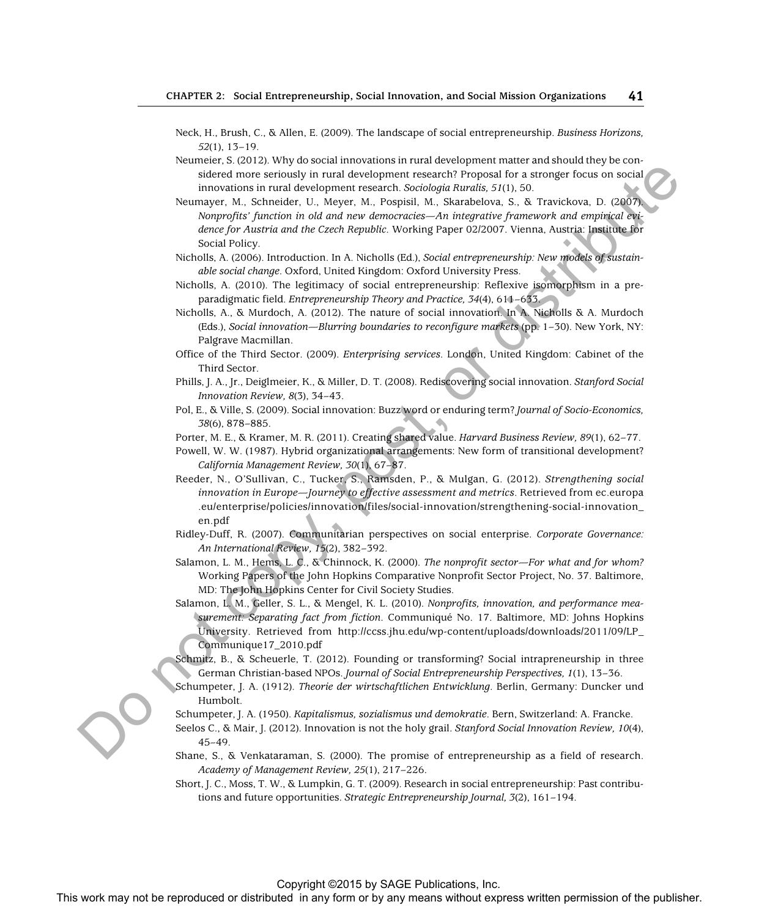Neck, H., Brush, C., & Allen, E. (2009). The landscape of social entrepreneurship. *Business Horizons, 52*(1), 13–19.

Neumeier, S. (2012). Why do social innovations in rural development matter and should they be considered more seriously in rural development research? Proposal for a stronger focus on social innovations in rural development research. *Sociologia Ruralis, 51*(1), 50.

Neumayer, M., Schneider, U., Meyer, M., Pospisil, M., Skarabelova, S., & Travickova, D. (2007). *Nonprofits' function in old and new democracies—An integrative framework and empirical evidence for Austria and the Czech Republic*. Working Paper 02/2007. Vienna, Austria: Institute for Social Policy.

Nicholls, A. (2006). Introduction. In A. Nicholls (Ed.), *Social entrepreneurship: New models of sustainable social change*. Oxford, United Kingdom: Oxford University Press.

Nicholls, A. (2010). The legitimacy of social entrepreneurship: Reflexive isomorphism in a pre-paradigmatic field. *Entrepreneurship Theory and Practice, 34*(4), 611–633.

Nicholls, A., & Murdoch, A. (2012). The nature of social innovation. In A. Nicholls & A. Murdoch (Eds.), *Social innovation—Blurring boundaries to reconfigure markets* (pp. 1–30). New York, NY: Palgrave Macmillan.

Office of the Third Sector. (2009). *Enterprising services*. London, United Kingdom: Cabinet of the Third Sector.

Phills, J. A., Jr., Deiglmeier, K., & Miller, D. T. (2008). Rediscovering social innovation. *Stanford Social Innovation Review, 8*(3), 34–43.

Pol, E., & Ville, S. (2009). Social innovation: Buzz word or enduring term? *Journal of Socio-Economics, 38*(6), 878–885.

Porter, M. E., & Kramer, M. R. (2011). Creating shared value. *Harvard Business Review, 89*(1), 62–77.

Powell, W. W. (1987). Hybrid organizational arrangements: New form of transitional development? *California Management Review, 30*(1), 67–87.

Reeder, N., O'Sullivan, C., Tucker, S., Ramsden, P., & Mulgan, G. (2012). *Strengthening social innovation in Europe—Journey to effective assessment and metrics*. Retrieved from ec.europa.eu/enterprise/policies/innovation/files/social-innovation/strengthening-social-innovation_en.pdf

Ridley-Duff, R. (2007). Communitarian perspectives on social enterprise. *Corporate Governance: An International Review, 15*(2), 382–392.

Salamon, L. M., Hems, L. C., & Chinnock, K. (2000). *The nonprofit sector—For what and for whom?* Working Papers of the John Hopkins Comparative Nonprofit Sector Project, No. 37. Baltimore, MD: The John Hopkins Center for Civil Society Studies.

Salamon, L. M., Geller, S. L., & Mengel, K. L. (2010). *Nonprofits, innovation, and performance measurement: Separating fact from fiction*. Communiqué No. 17. Baltimore, MD: Johns Hopkins University. Retrieved from http://ccss.jhu.edu/wp-content/uploads/downloads/2011/09/LP_Communique17_2010.pdf

Schmitz, B., & Scheuerle, T. (2012). Founding or transforming? Social intrapreneurship in three German Christian-based NPOs. *Journal of Social Entrepreneurship Perspectives, 1*(1), 13–36.

Schumpeter, J. A. (1912). *Theorie der wirtschaftlichen Entwicklung*. Berlin, Germany: Duncker und Humbolt.

Schumpeter, J. A. (1950). *Kapitalismus, sozialismus und demokratie*. Bern, Switzerland: A. Francke.

Seelos C., & Mair, J. (2012). Innovation is not the holy grail. *Stanford Social Innovation Review, 10*(4), 45–49.

Shane, S., & Venkataraman, S. (2000). The promise of entrepreneurship as a field of research. *Academy of Management Review, 25*(1), 217–226.

Short, J. C., Moss, T. W., & Lumpkin, G. T. (2009). Research in social entrepreneurship: Past contributions and future opportunities. *Strategic Entrepreneurship Journal, 3*(2), 161–194.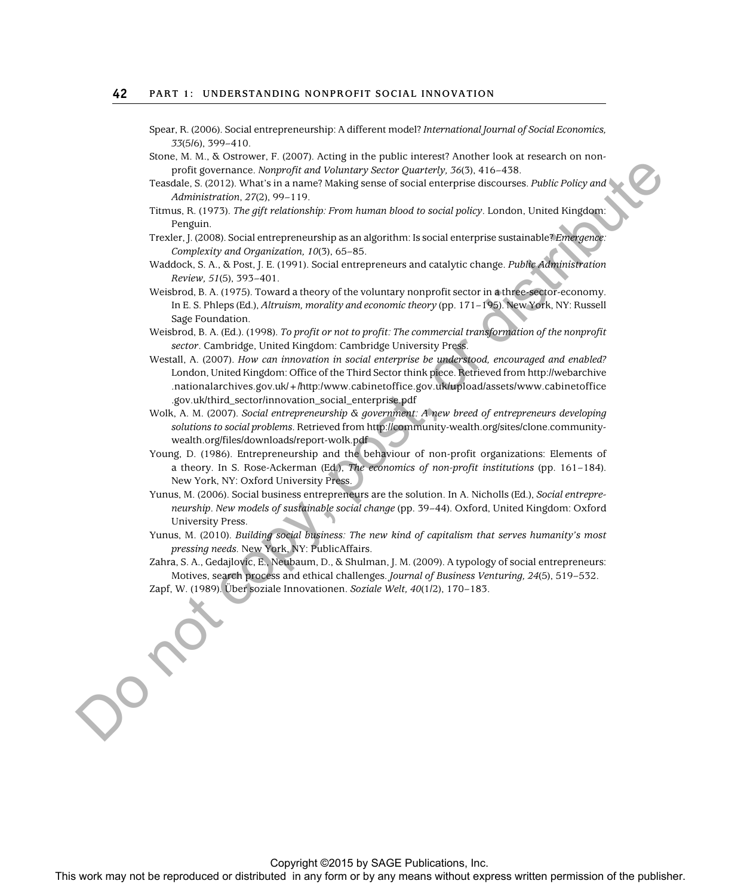Spear, R. (2006). Social entrepreneurship: A different model? *International Journal of Social Economics, 33*(5/6), 399–410.

Stone, M. M., & Ostrower, F. (2007). Acting in the public interest? Another look at research on nonprofit governance. *Nonprofit and Voluntary Sector Quarterly, 36*(3), 416–438.

Teasdale, S. (2012). What's in a name? Making sense of social enterprise discourses. *Public Policy and Administration*, *27*(2), 99–119.

Titmus, R. (1973). *The gift relationship: From human blood to social policy*. London, United Kingdom: Penguin.

Trexler, J. (2008). Social entrepreneurship as an algorithm: Is social enterprise sustainable? *Emergence: Complexity and Organization, 10*(3), 65–85.

Waddock, S. A., & Post, J. E. (1991). Social entrepreneurs and catalytic change. *Public Administration Review, 51*(5), 393–401.

Weisbrod, B. A. (1975). Toward a theory of the voluntary nonprofit sector in a three-sector-economy. In E. S. Phleps (Ed.), *Altruism, morality and economic theory* (pp. 171–195). New York, NY: Russell Sage Foundation.

Weisbrod, B. A. (Ed.). (1998). *To profit or not to profit: The commercial transformation of the nonprofit sector*. Cambridge, United Kingdom: Cambridge University Press.

Westall, A. (2007). *How can innovation in social enterprise be understood, encouraged and enabled?* London, United Kingdom: Office of the Third Sector think piece. Retrieved from http://webarchive.nationalarchives.gov.uk/+/http:/www.cabinetoffice.gov.uk/upload/assets/www.cabinetoffice.gov.uk/third_sector/innovation_social_enterprise.pdf

Wolk, A. M. (2007). *Social entrepreneurship & government: A new breed of entrepreneurs developing solutions to social problems*. Retrieved from http://community-wealth.org/sites/clone.community-wealth.org/files/downloads/report-wolk.pdf

Young, D. (1986). Entrepreneurship and the behaviour of non-profit organizations: Elements of a theory. In S. Rose-Ackerman (Ed.), *The economics of non-profit institutions* (pp. 161–184). New York, NY: Oxford University Press.

Yunus, M. (2006). Social business entrepreneurs are the solution. In A. Nicholls (Ed.), *Social entrepreneurship. New models of sustainable social change* (pp. 39–44). Oxford, United Kingdom: Oxford University Press.

Yunus, M. (2010). *Building social business: The new kind of capitalism that serves humanity's most pressing needs.* New York, NY: PublicAffairs.

Zahra, S. A., Gedajlovic, E., Neubaum, D., & Shulman, J. M. (2009). A typology of social entrepreneurs: Motives, search process and ethical challenges. *Journal of Business Venturing, 24*(5), 519–532.

Zapf, W. (1989). Über soziale Innovationen. *Soziale Welt, 40*(1/2), 170–183.